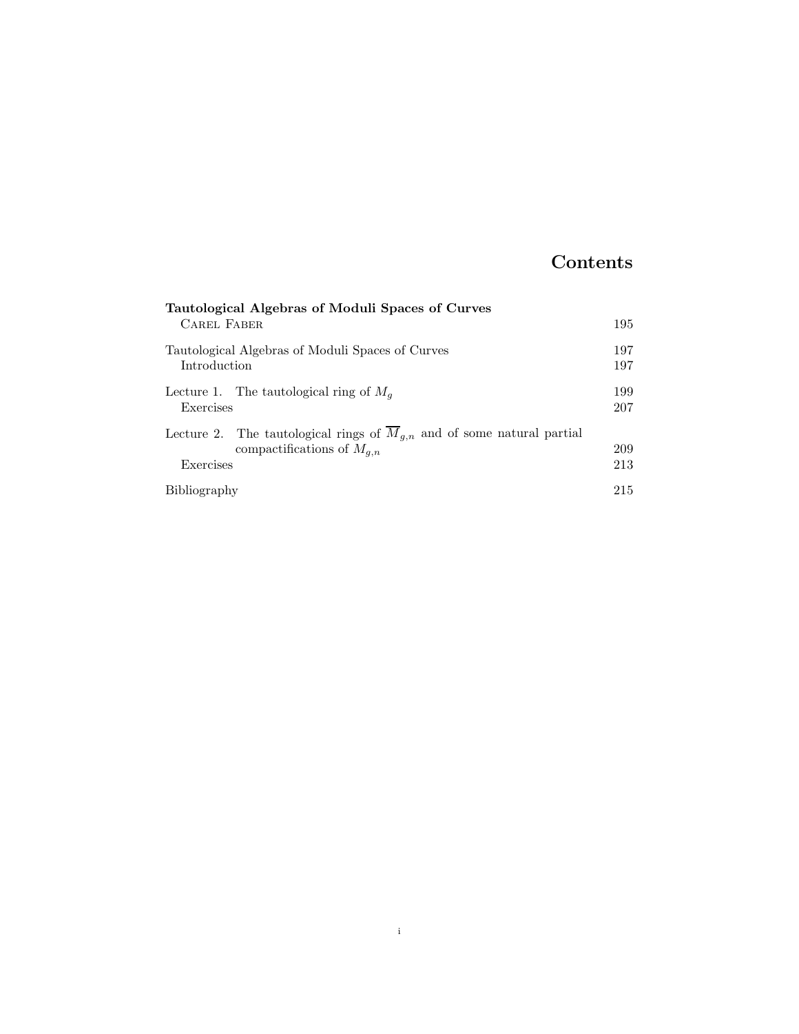# Contents

**Tautological Algebras of Moduli Spaces of Curves**
Carel Faber — 195

Tautological Algebras of Moduli Spaces of Curves — 197
Introduction — 197

Lecture 1. The tautological ring of $M_g$ — 199
Exercises — 207

Lecture 2. The tautological rings of $\overline{M}_{g,n}$ and of some natural partial compactifications of $M_{g,n}$ — 209
Exercises — 213

Bibliography — 215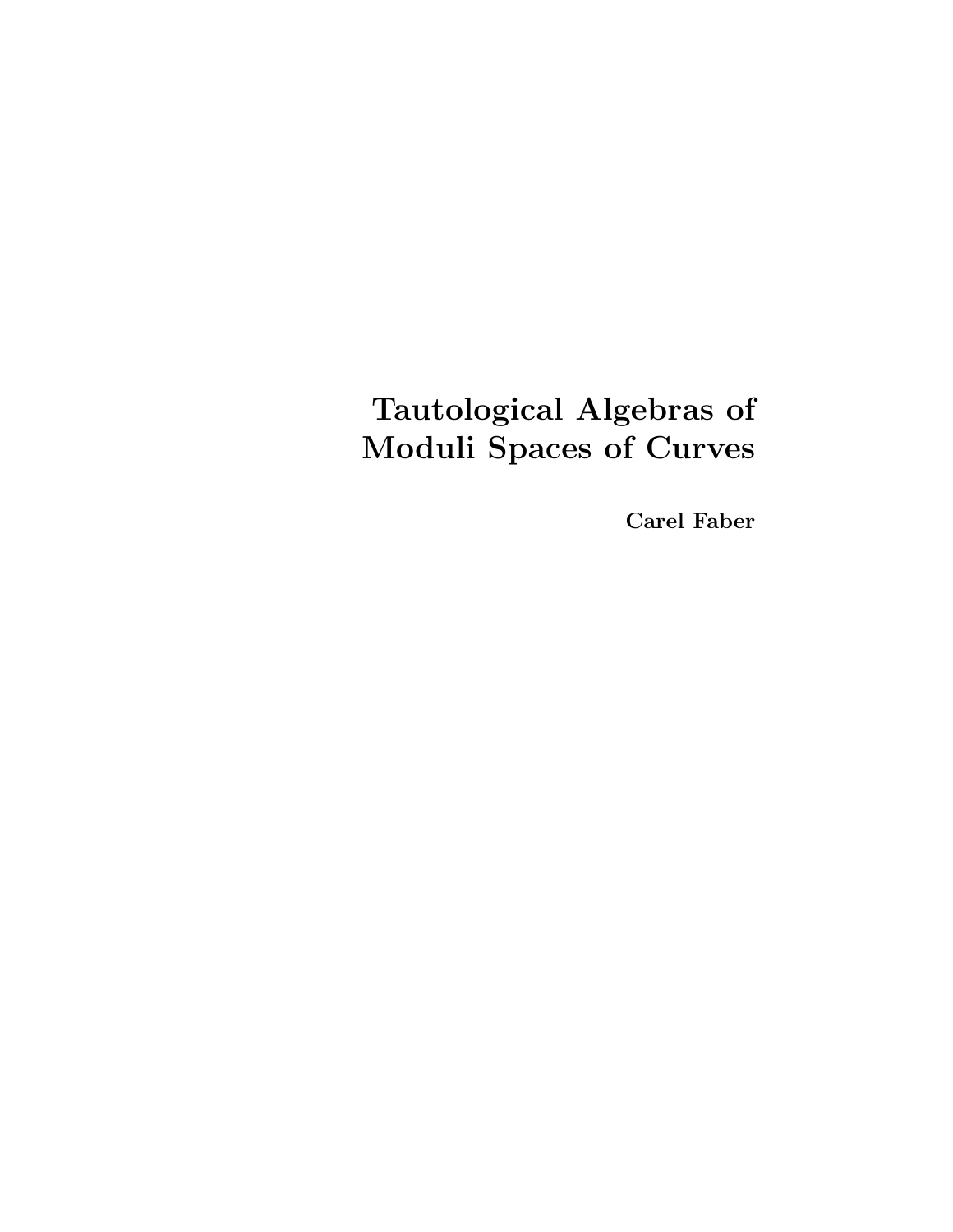# Tautological Algebras of Moduli Spaces of Curves

**Carel Faber**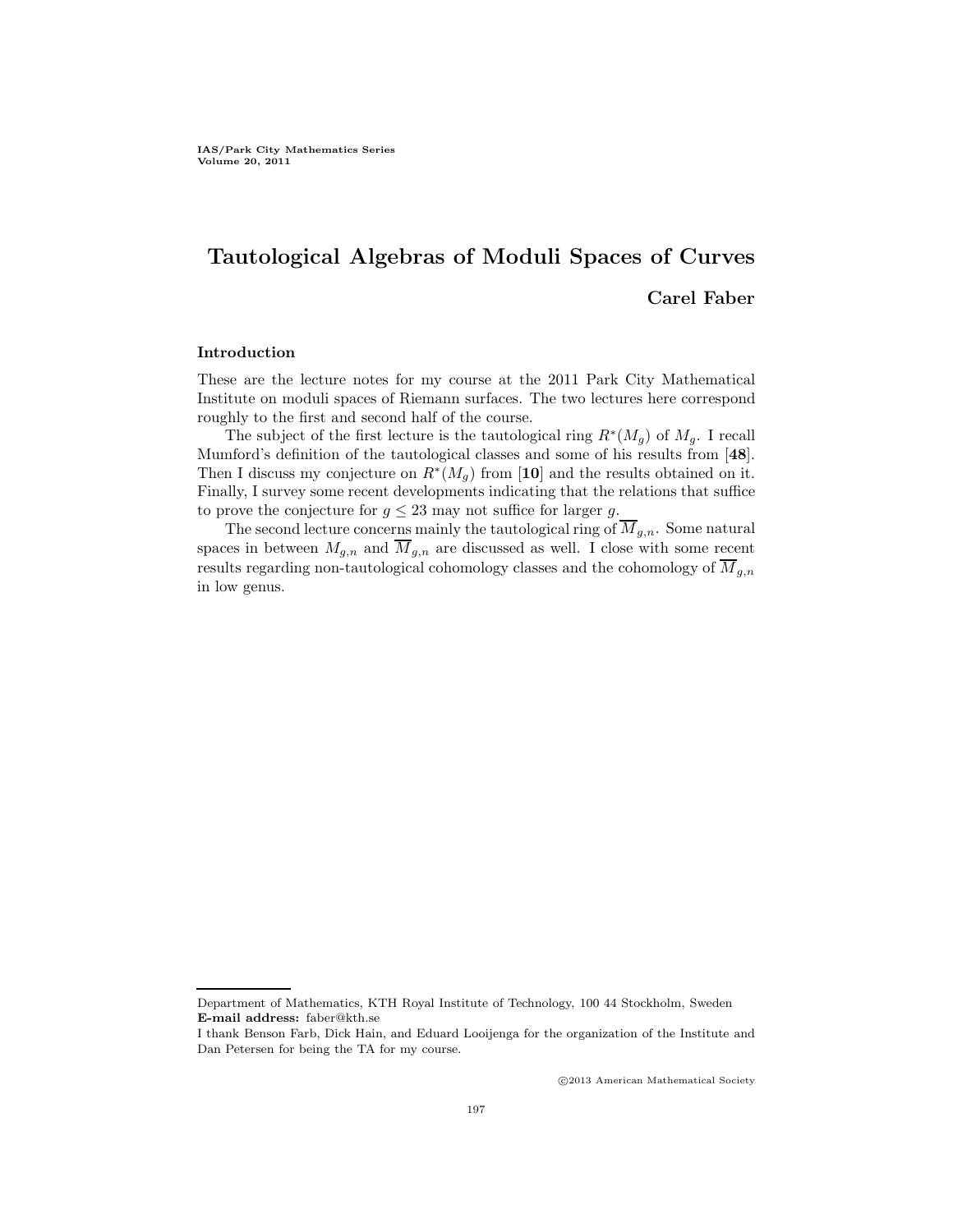IAS/Park City Mathematics Series
Volume 20, 2011

# Tautological Algebras of Moduli Spaces of Curves

**Carel Faber**

### Introduction

These are the lecture notes for my course at the 2011 Park City Mathematical Institute on moduli spaces of Riemann surfaces. The two lectures here correspond roughly to the first and second half of the course.

The subject of the first lecture is the tautological ring $R^*(M_g)$ of $M_g$. I recall Mumford's definition of the tautological classes and some of his results from [**48**]. Then I discuss my conjecture on $R^*(M_g)$ from [**10**] and the results obtained on it. Finally, I survey some recent developments indicating that the relations that suffice to prove the conjecture for $g \leq 23$ may not suffice for larger $g$.

The second lecture concerns mainly the tautological ring of $\overline{M}_{g,n}$. Some natural spaces in between $M_{g,n}$ and $\overline{M}_{g,n}$ are discussed as well. I close with some recent results regarding non-tautological cohomology classes and the cohomology of $\overline{M}_{g,n}$ in low genus.

---

Department of Mathematics, KTH Royal Institute of Technology, 100 44 Stockholm, Sweden
**E-mail address:** faber@kth.se
I thank Benson Farb, Dick Hain, and Eduard Looijenga for the organization of the Institute and Dan Petersen for being the TA for my course.

©2013 American Mathematical Society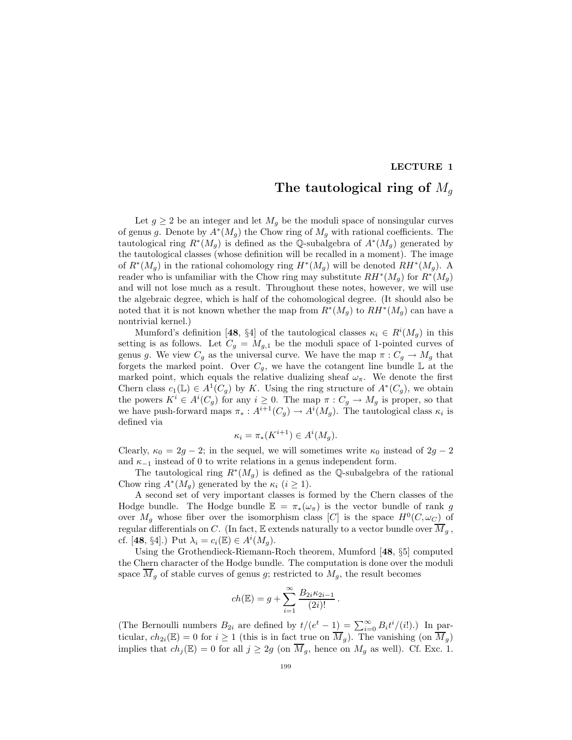**LECTURE 1**

# The tautological ring of $M_g$

Let $g \geq 2$ be an integer and let $M_g$ be the moduli space of nonsingular curves of genus $g$. Denote by $A^*(M_g)$ the Chow ring of $M_g$ with rational coefficients. The tautological ring $R^*(M_g)$ is defined as the $\mathbb{Q}$-subalgebra of $A^*(M_g)$ generated by the tautological classes (whose definition will be recalled in a moment). The image of $R^*(M_g)$ in the rational cohomology ring $H^*(M_g)$ will be denoted $RH^*(M_g)$. A reader who is unfamiliar with the Chow ring may substitute $RH^*(M_g)$ for $R^*(M_g)$ and will not lose much as a result. Throughout these notes, however, we will use the algebraic degree, which is half of the cohomological degree. (It should also be noted that it is not known whether the map from $R^*(M_g)$ to $RH^*(M_g)$ can have a nontrivial kernel.)

Mumford's definition [**48**, §4] of the tautological classes $\kappa_i \in R^i(M_g)$ in this setting is as follows. Let $C_g = M_{g,1}$ be the moduli space of 1-pointed curves of genus $g$. We view $C_g$ as the universal curve. We have the map $\pi : C_g \to M_g$ that forgets the marked point. Over $C_g$, we have the cotangent line bundle $\mathbb{L}$ at the marked point, which equals the relative dualizing sheaf $\omega_\pi$. We denote the first Chern class $c_1(\mathbb{L}) \in A^1(C_g)$ by $K$. Using the ring structure of $A^*(C_g)$, we obtain the powers $K^i \in A^i(C_g)$ for any $i \geq 0$. The map $\pi : C_g \to M_g$ is proper, so that we have push-forward maps $\pi_* : A^{i+1}(C_g) \to A^i(M_g)$. The tautological class $\kappa_i$ is defined via

$$\kappa_i = \pi_*(K^{i+1}) \in A^i(M_g).$$

Clearly, $\kappa_0 = 2g-2$; in the sequel, we will sometimes write $\kappa_0$ instead of $2g-2$ and $\kappa_{-1}$ instead of 0 to write relations in a genus independent form.

The tautological ring $R^*(M_g)$ is defined as the $\mathbb{Q}$-subalgebra of the rational Chow ring $A^*(M_g)$ generated by the $\kappa_i$ ($i \geq 1$).

A second set of very important classes is formed by the Chern classes of the Hodge bundle. The Hodge bundle $\mathbb{E} = \pi_*(\omega_\pi)$ is the vector bundle of rank $g$ over $M_g$ whose fiber over the isomorphism class $[C]$ is the space $H^0(C, \omega_C)$ of regular differentials on $C$. (In fact, $\mathbb{E}$ extends naturally to a vector bundle over $\overline{M}_g$, cf. [**48**, §4].) Put $\lambda_i = c_i(\mathbb{E}) \in A^i(M_g)$.

Using the Grothendieck-Riemann-Roch theorem, Mumford [**48**, §5] computed the Chern character of the Hodge bundle. The computation is done over the moduli space $\overline{M}_g$ of stable curves of genus $g$; restricted to $M_g$, the result becomes

$$ch(\mathbb{E}) = g + \sum_{i=1}^{\infty} \frac{B_{2i}\kappa_{2i-1}}{(2i)!}\,.$$

(The Bernoulli numbers $B_{2i}$ are defined by $t/(e^t - 1) = \sum_{i=0}^{\infty} B_i t^i/(i!)$.) In particular, $ch_{2i}(\mathbb{E}) = 0$ for $i \geq 1$ (this is in fact true on $\overline{M}_g$). The vanishing (on $\overline{M}_g$) implies that $ch_j(\mathbb{E}) = 0$ for all $j \geq 2g$ (on $\overline{M}_g$, hence on $M_g$ as well). Cf. Exc. 1.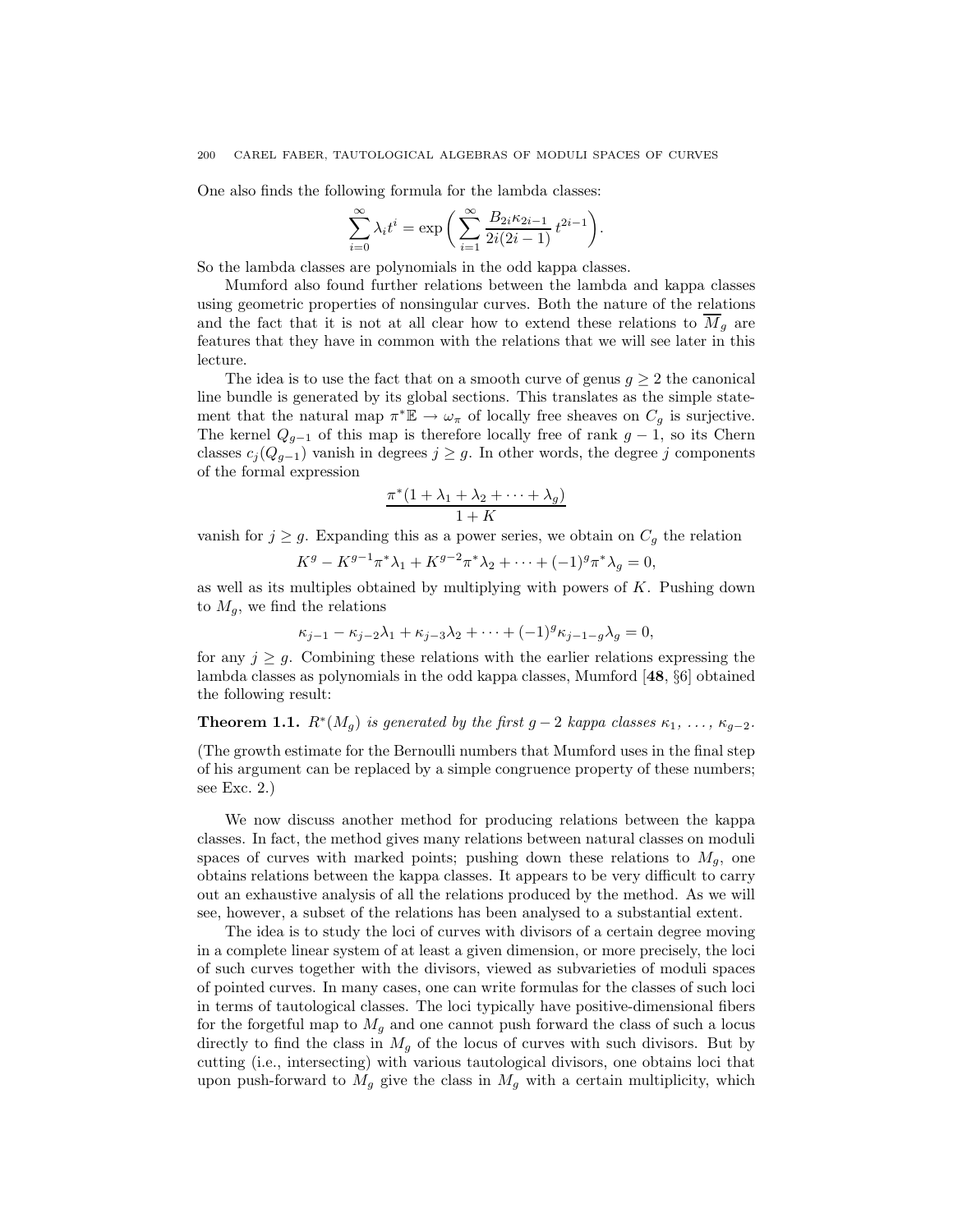One also finds the following formula for the lambda classes:

$$\sum_{i=0}^{\infty} \lambda_i t^i = \exp\biggl( \sum_{i=1}^{\infty} \frac{B_{2i}\kappa_{2i-1}}{2i(2i-1)}\, t^{2i-1} \biggr).$$

So the lambda classes are polynomials in the odd kappa classes.

Mumford also found further relations between the lambda and kappa classes using geometric properties of nonsingular curves. Both the nature of the relations and the fact that it is not at all clear how to extend these relations to $\overline{M}_g$ are features that they have in common with the relations that we will see later in this lecture.

The idea is to use the fact that on a smooth curve of genus $g \geq 2$ the canonical line bundle is generated by its global sections. This translates as the simple statement that the natural map $\pi^*\mathbb{E} \to \omega_\pi$ of locally free sheaves on $C_g$ is surjective. The kernel $Q_{g-1}$ of this map is therefore locally free of rank $g-1$, so its Chern classes $c_j(Q_{g-1})$ vanish in degrees $j \geq g$. In other words, the degree $j$ components of the formal expression

$$\frac{\pi^*(1 + \lambda_1 + \lambda_2 + \cdots + \lambda_g)}{1 + K}$$

vanish for $j \geq g$. Expanding this as a power series, we obtain on $C_g$ the relation

$$K^g - K^{g-1}\pi^*\lambda_1 + K^{g-2}\pi^*\lambda_2 + \cdots + (-1)^g \pi^*\lambda_g = 0,$$

as well as its multiples obtained by multiplying with powers of $K$. Pushing down to $M_g$, we find the relations

$$\kappa_{j-1} - \kappa_{j-2}\lambda_1 + \kappa_{j-3}\lambda_2 + \cdots + (-1)^g \kappa_{j-1-g}\lambda_g = 0,$$

for any $j \geq g$. Combining these relations with the earlier relations expressing the lambda classes as polynomials in the odd kappa classes, Mumford [**48**, §6] obtained the following result:

**Theorem 1.1.** *$R^*(M_g)$ is generated by the first $g-2$ kappa classes $\kappa_1, \ldots, \kappa_{g-2}$.*

(The growth estimate for the Bernoulli numbers that Mumford uses in the final step of his argument can be replaced by a simple congruence property of these numbers; see Exc. 2.)

We now discuss another method for producing relations between the kappa classes. In fact, the method gives many relations between natural classes on moduli spaces of curves with marked points; pushing down these relations to $M_g$, one obtains relations between the kappa classes. It appears to be very difficult to carry out an exhaustive analysis of all the relations produced by the method. As we will see, however, a subset of the relations has been analysed to a substantial extent.

The idea is to study the loci of curves with divisors of a certain degree moving in a complete linear system of at least a given dimension, or more precisely, the loci of such curves together with the divisors, viewed as subvarieties of moduli spaces of pointed curves. In many cases, one can write formulas for the classes of such loci in terms of tautological classes. The loci typically have positive-dimensional fibers for the forgetful map to $M_g$ and one cannot push forward the class of such a locus directly to find the class in $M_g$ of the locus of curves with such divisors. But by cutting (i.e., intersecting) with various tautological divisors, one obtains loci that upon push-forward to $M_g$ give the class in $M_g$ with a certain multiplicity, which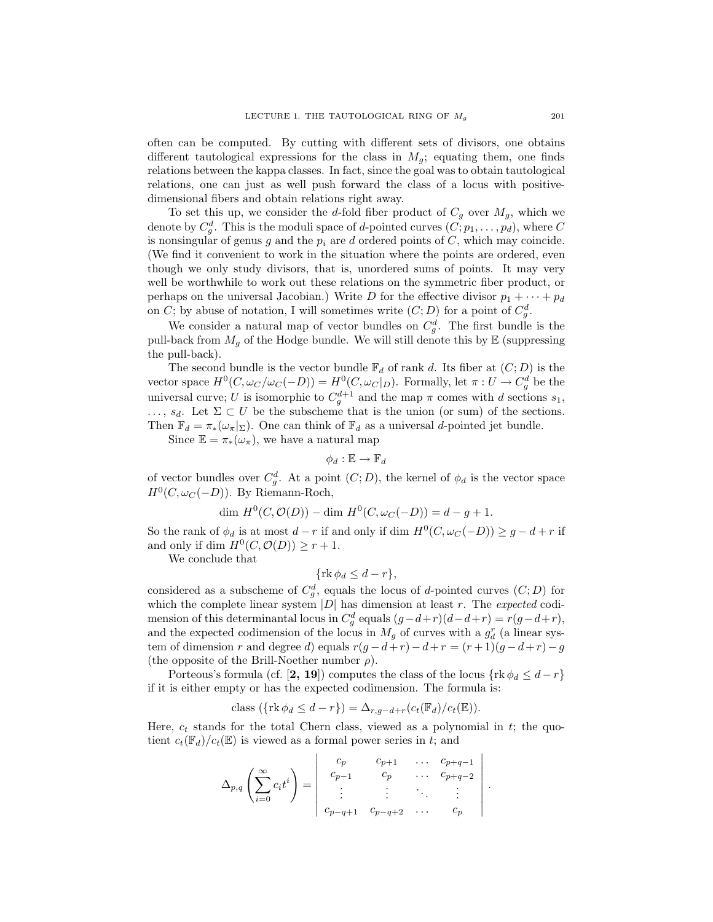often can be computed. By cutting with different sets of divisors, one obtains different tautological expressions for the class in $M_g$; equating them, one finds relations between the kappa classes. In fact, since the goal was to obtain tautological relations, one can just as well push forward the class of a locus with positive-dimensional fibers and obtain relations right away.

To set this up, we consider the $d$-fold fiber product of $C_g$ over $M_g$, which we denote by $C_g^d$. This is the moduli space of $d$-pointed curves $(C; p_1, \ldots, p_d)$, where $C$ is nonsingular of genus $g$ and the $p_i$ are $d$ ordered points of $C$, which may coincide. (We find it convenient to work in the situation where the points are ordered, even though we only study divisors, that is, unordered sums of points. It may very well be worthwhile to work out these relations on the symmetric fiber product, or perhaps on the universal Jacobian.) Write $D$ for the effective divisor $p_1 + \cdots + p_d$ on $C$; by abuse of notation, I will sometimes write $(C; D)$ for a point of $C_g^d$.

We consider a natural map of vector bundles on $C_g^d$. The first bundle is the pull-back from $M_g$ of the Hodge bundle. We will still denote this by $\mathbb{E}$ (suppressing the pull-back).

The second bundle is the vector bundle $\mathbb{F}_d$ of rank $d$. Its fiber at $(C; D)$ is the vector space $H^0(C, \omega_C/\omega_C(-D)) = H^0(C, \omega_C|_D)$. Formally, let $\pi : U \to C_g^d$ be the universal curve; $U$ is isomorphic to $C_g^{d+1}$ and the map $\pi$ comes with $d$ sections $s_1$, $\ldots$, $s_d$. Let $\Sigma \subset U$ be the subscheme that is the union (or sum) of the sections. Then $\mathbb{F}_d = \pi_*(\omega_\pi|_\Sigma)$. One can think of $\mathbb{F}_d$ as a universal $d$-pointed jet bundle.

Since $\mathbb{E} = \pi_*(\omega_\pi)$, we have a natural map

$$\phi_d : \mathbb{E} \to \mathbb{F}_d$$

of vector bundles over $C_g^d$. At a point $(C; D)$, the kernel of $\phi_d$ is the vector space $H^0(C, \omega_C(-D))$. By Riemann-Roch,

$$\dim H^0(C, \mathcal{O}(D)) - \dim H^0(C, \omega_C(-D)) = d - g + 1.$$

So the rank of $\phi_d$ is at most $d - r$ if and only if $\dim H^0(C, \omega_C(-D)) \geq g - d + r$ if and only if $\dim H^0(C, \mathcal{O}(D)) \geq r + 1$.

We conclude that

$$\{\mathrm{rk}\, \phi_d \leq d - r\},$$

considered as a subscheme of $C_g^d$, equals the locus of $d$-pointed curves $(C; D)$ for which the complete linear system $|D|$ has dimension at least $r$. The *expected* codimension of this determinantal locus in $C_g^d$ equals $(g-d+r)(d-d+r) = r(g-d+r)$, and the expected codimension of the locus in $M_g$ of curves with a $g_d^r$ (a linear system of dimension $r$ and degree $d$) equals $r(g-d+r) - d + r = (r+1)(g-d+r) - g$ (the opposite of the Brill-Noether number $\rho$).

Porteous's formula (cf. [**2, 19**]) computes the class of the locus $\{\mathrm{rk}\, \phi_d \leq d - r\}$ if it is either empty or has the expected codimension. The formula is:

$$\text{class}\ (\{\mathrm{rk}\, \phi_d \leq d - r\}) = \Delta_{r, g-d+r}(c_t(\mathbb{F}_d)/c_t(\mathbb{E})).$$

Here, $c_t$ stands for the total Chern class, viewed as a polynomial in $t$; the quotient $c_t(\mathbb{F}_d)/c_t(\mathbb{E})$ is viewed as a formal power series in $t$; and

$$\Delta_{p,q}\left(\sum_{i=0}^{\infty} c_i t^i\right) = \begin{vmatrix} c_p & c_{p+1} & \ldots & c_{p+q-1} \\ c_{p-1} & c_p & \ldots & c_{p+q-2} \\ \vdots & \vdots & \ddots & \vdots \\ c_{p-q+1} & c_{p-q+2} & \ldots & c_p \end{vmatrix}.$$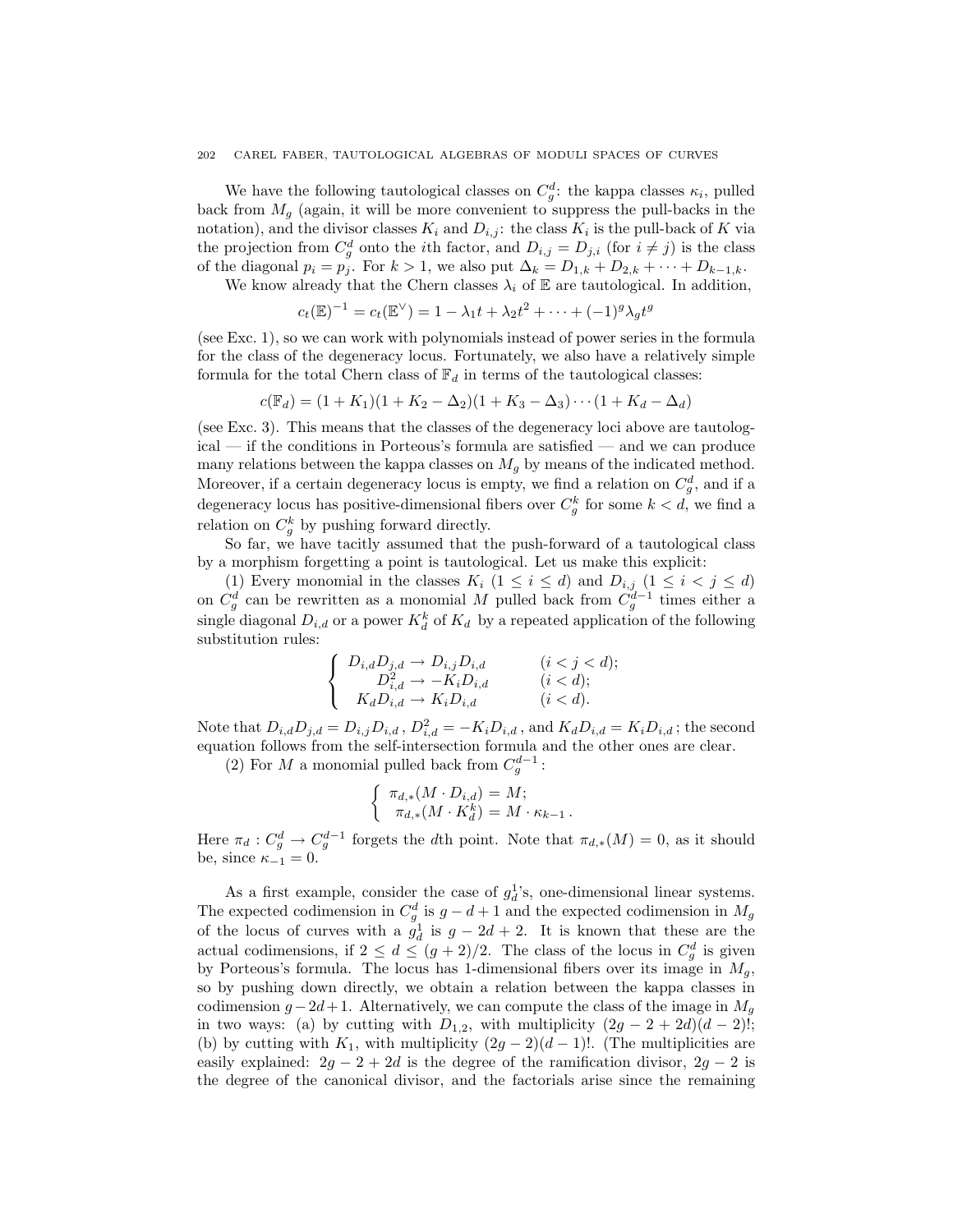We have the following tautological classes on $C_g^d$: the kappa classes $\kappa_i$, pulled back from $M_g$ (again, it will be more convenient to suppress the pull-backs in the notation), and the divisor classes $K_i$ and $D_{i,j}$: the class $K_i$ is the pull-back of $K$ via the projection from $C_g^d$ onto the $i$th factor, and $D_{i,j} = D_{j,i}$ (for $i \neq j$) is the class of the diagonal $p_i = p_j$. For $k > 1$, we also put $\Delta_k = D_{1,k} + D_{2,k} + \cdots + D_{k-1,k}$.

We know already that the Chern classes $\lambda_i$ of $\mathbb{E}$ are tautological. In addition,

$$c_t(\mathbb{E})^{-1} = c_t(\mathbb{E}^\vee) = 1 - \lambda_1 t + \lambda_2 t^2 + \cdots + (-1)^g \lambda_g t^g$$

(see Exc. 1), so we can work with polynomials instead of power series in the formula for the class of the degeneracy locus. Fortunately, we also have a relatively simple formula for the total Chern class of $\mathbb{F}_d$ in terms of the tautological classes:

$$c(\mathbb{F}_d) = (1 + K_1)(1 + K_2 - \Delta_2)(1 + K_3 - \Delta_3) \cdots (1 + K_d - \Delta_d)$$

(see Exc. 3). This means that the classes of the degeneracy loci above are tautological — if the conditions in Porteous's formula are satisfied — and we can produce many relations between the kappa classes on $M_g$ by means of the indicated method. Moreover, if a certain degeneracy locus is empty, we find a relation on $C_g^d$, and if a degeneracy locus has positive-dimensional fibers over $C_g^k$ for some $k < d$, we find a relation on $C_g^k$ by pushing forward directly.

So far, we have tacitly assumed that the push-forward of a tautological class by a morphism forgetting a point is tautological. Let us make this explicit:

(1) Every monomial in the classes $K_i$ $(1 \leq i \leq d)$ and $D_{i,j}$ $(1 \leq i < j \leq d)$ on $C_g^d$ can be rewritten as a monomial $M$ pulled back from $C_g^{d-1}$ times either a single diagonal $D_{i,d}$ or a power $K_d^k$ of $K_d$ by a repeated application of the following substitution rules:

$$\begin{cases} D_{i,d} D_{j,d} \to D_{i,j} D_{i,d} & (i < j < d); \\ D_{i,d}^2 \to -K_i D_{i,d} & (i < d); \\ K_d D_{i,d} \to K_i D_{i,d} & (i < d). \end{cases}$$

Note that $D_{i,d} D_{j,d} = D_{i,j} D_{i,d}$, $D_{i,d}^2 = -K_i D_{i,d}$, and $K_d D_{i,d} = K_i D_{i,d}$; the second equation follows from the self-intersection formula and the other ones are clear.

(2) For $M$ a monomial pulled back from $C_g^{d-1}$:

$$\begin{cases} \pi_{d,*}(M \cdot D_{i,d}) = M; \\ \pi_{d,*}(M \cdot K_d^k) = M \cdot \kappa_{k-1}. \end{cases}$$

Here $\pi_d : C_g^d \to C_g^{d-1}$ forgets the $d$th point. Note that $\pi_{d,*}(M) = 0$, as it should be, since $\kappa_{-1} = 0$.

As a first example, consider the case of $g_d^1$'s, one-dimensional linear systems. The expected codimension in $C_g^d$ is $g - d + 1$ and the expected codimension in $M_g$ of the locus of curves with a $g_d^1$ is $g - 2d + 2$. It is known that these are the actual codimensions, if $2 \leq d \leq (g+2)/2$. The class of the locus in $C_g^d$ is given by Porteous's formula. The locus has 1-dimensional fibers over its image in $M_g$, so by pushing down directly, we obtain a relation between the kappa classes in codimension $g - 2d + 1$. Alternatively, we can compute the class of the image in $M_g$ in two ways: (a) by cutting with $D_{1,2}$, with multiplicity $(2g - 2 + 2d)(d-2)!$; (b) by cutting with $K_1$, with multiplicity $(2g-2)(d-1)!$. (The multiplicities are easily explained: $2g - 2 + 2d$ is the degree of the ramification divisor, $2g - 2$ is the degree of the canonical divisor, and the factorials arise since the remaining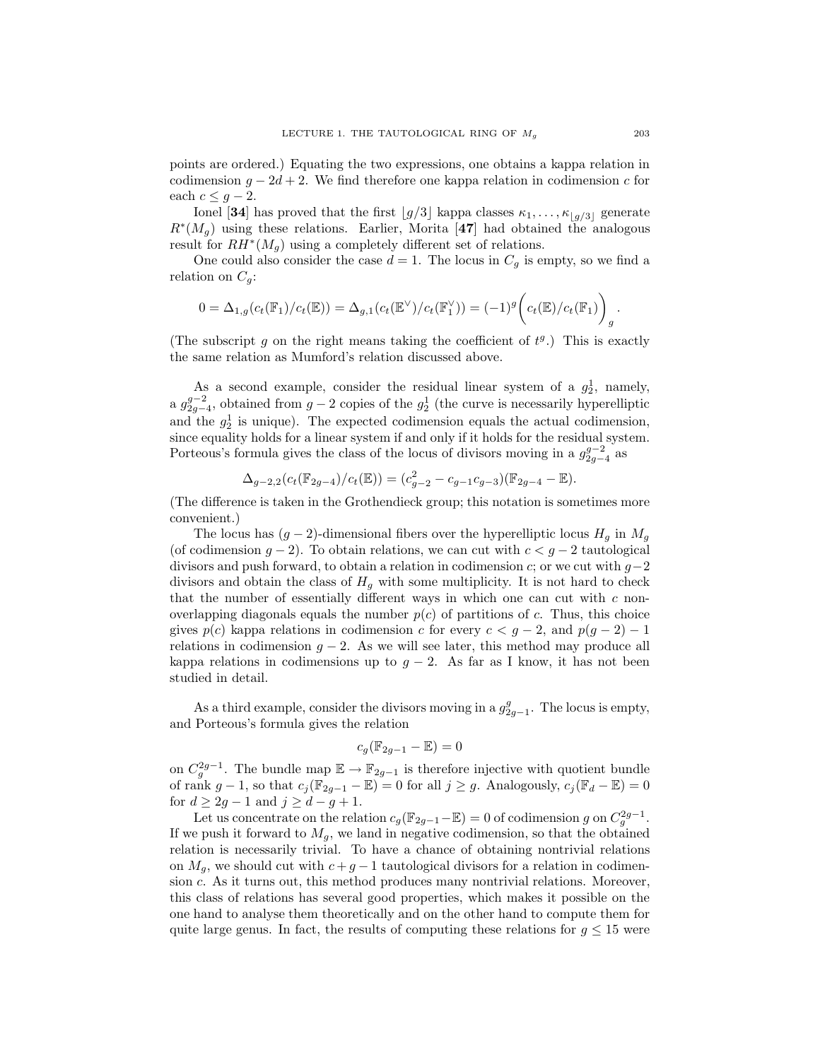points are ordered.) Equating the two expressions, one obtains a kappa relation in codimension $g-2d+2$. We find therefore one kappa relation in codimension $c$ for each $c \leq g-2$.

Ionel [**34**] has proved that the first $\lfloor g/3 \rfloor$ kappa classes $\kappa_1, \ldots, \kappa_{\lfloor g/3 \rfloor}$ generate $R^*(M_g)$ using these relations. Earlier, Morita [**47**] had obtained the analogous result for $RH^*(M_g)$ using a completely different set of relations.

One could also consider the case $d=1$. The locus in $C_g$ is empty, so we find a relation on $C_g$:

$$0 = \Delta_{1,g}(c_t(\mathbb{F}_1)/c_t(\mathbb{E})) = \Delta_{g,1}(c_t(\mathbb{E}^\vee)/c_t(\mathbb{F}_1^\vee)) = (-1)^g \bigg( c_t(\mathbb{E})/c_t(\mathbb{F}_1) \bigg)_g .$$

(The subscript $g$ on the right means taking the coefficient of $t^g$.) This is exactly the same relation as Mumford's relation discussed above.

As a second example, consider the residual linear system of a $g_2^1$, namely, a $g_{2g-4}^{g-2}$, obtained from $g-2$ copies of the $g_2^1$ (the curve is necessarily hyperelliptic and the $g_2^1$ is unique). The expected codimension equals the actual codimension, since equality holds for a linear system if and only if it holds for the residual system. Porteous's formula gives the class of the locus of divisors moving in a $g_{2g-4}^{g-2}$ as

$$\Delta_{g-2,2}(c_t(\mathbb{F}_{2g-4})/c_t(\mathbb{E})) = (c_{g-2}^2 - c_{g-1}c_{g-3})(\mathbb{F}_{2g-4} - \mathbb{E}).$$

(The difference is taken in the Grothendieck group; this notation is sometimes more convenient.)

The locus has $(g-2)$-dimensional fibers over the hyperelliptic locus $H_g$ in $M_g$ (of codimension $g-2$). To obtain relations, we can cut with $c < g-2$ tautological divisors and push forward, to obtain a relation in codimension $c$; or we cut with $g-2$ divisors and obtain the class of $H_g$ with some multiplicity. It is not hard to check that the number of essentially different ways in which one can cut with $c$ non-overlapping diagonals equals the number $p(c)$ of partitions of $c$. Thus, this choice gives $p(c)$ kappa relations in codimension $c$ for every $c < g-2$, and $p(g-2)-1$ relations in codimension $g-2$. As we will see later, this method may produce all kappa relations in codimensions up to $g-2$. As far as I know, it has not been studied in detail.

As a third example, consider the divisors moving in a $g_{2g-1}^g$. The locus is empty, and Porteous's formula gives the relation

$$c_g(\mathbb{F}_{2g-1} - \mathbb{E}) = 0$$

on $C_g^{2g-1}$. The bundle map $\mathbb{E} \to \mathbb{F}_{2g-1}$ is therefore injective with quotient bundle of rank $g-1$, so that $c_j(\mathbb{F}_{2g-1} - \mathbb{E}) = 0$ for all $j \geq g$. Analogously, $c_j(\mathbb{F}_d - \mathbb{E}) = 0$ for $d \geq 2g-1$ and $j \geq d-g+1$.

Let us concentrate on the relation $c_g(\mathbb{F}_{2g-1} - \mathbb{E}) = 0$ of codimension $g$ on $C_g^{2g-1}$. If we push it forward to $M_g$, we land in negative codimension, so that the obtained relation is necessarily trivial. To have a chance of obtaining nontrivial relations on $M_g$, we should cut with $c+g-1$ tautological divisors for a relation in codimension $c$. As it turns out, this method produces many nontrivial relations. Moreover, this class of relations has several good properties, which makes it possible on the one hand to analyse them theoretically and on the other hand to compute them for quite large genus. In fact, the results of computing these relations for $g \leq 15$ were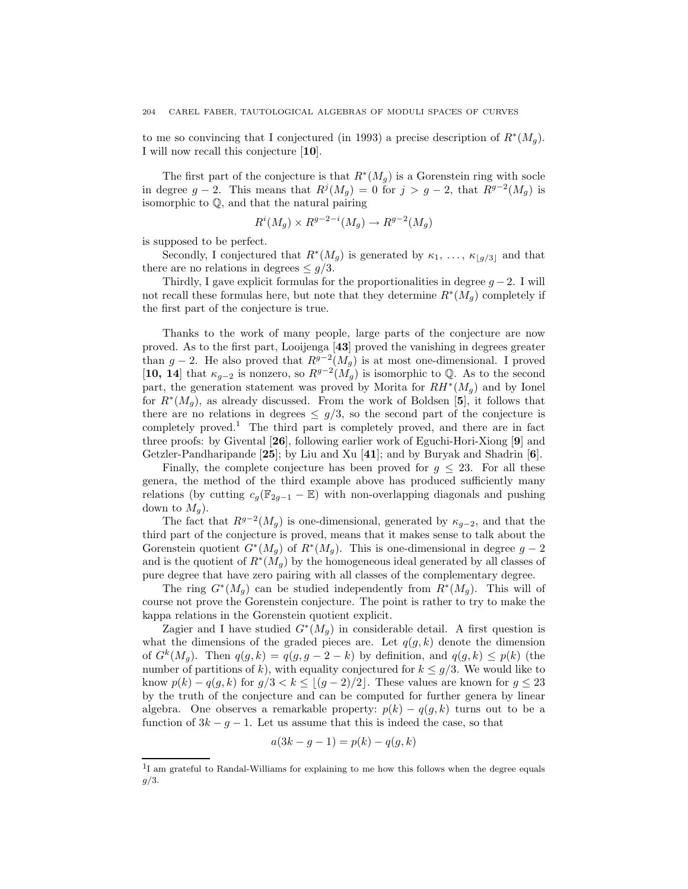to me so convincing that I conjectured (in 1993) a precise description of $R^*(M_g)$. I will now recall this conjecture [**10**].

The first part of the conjecture is that $R^*(M_g)$ is a Gorenstein ring with socle in degree $g-2$. This means that $R^j(M_g) = 0$ for $j > g-2$, that $R^{g-2}(M_g)$ is isomorphic to $\mathbb{Q}$, and that the natural pairing

$$R^i(M_g) \times R^{g-2-i}(M_g) \to R^{g-2}(M_g)$$

is supposed to be perfect.

Secondly, I conjectured that $R^*(M_g)$ is generated by $\kappa_1, \ldots, \kappa_{\lfloor g/3 \rfloor}$ and that there are no relations in degrees $\leq g/3$.

Thirdly, I gave explicit formulas for the proportionalities in degree $g-2$. I will not recall these formulas here, but note that they determine $R^*(M_g)$ completely if the first part of the conjecture is true.

Thanks to the work of many people, large parts of the conjecture are now proved. As to the first part, Looijenga [**43**] proved the vanishing in degrees greater than $g-2$. He also proved that $R^{g-2}(M_g)$ is at most one-dimensional. I proved [**10, 14**] that $\kappa_{g-2}$ is nonzero, so $R^{g-2}(M_g)$ is isomorphic to $\mathbb{Q}$. As to the second part, the generation statement was proved by Morita for $RH^*(M_g)$ and by Ionel for $R^*(M_g)$, as already discussed. From the work of Boldsen [**5**], it follows that there are no relations in degrees $\leq g/3$, so the second part of the conjecture is completely proved.[1] The third part is completely proved, and there are in fact three proofs: by Givental [**26**], following earlier work of Eguchi-Hori-Xiong [**9**] and Getzler-Pandharipande [**25**]; by Liu and Xu [**41**]; and by Buryak and Shadrin [**6**].

Finally, the complete conjecture has been proved for $g \leq 23$. For all these genera, the method of the third example above has produced sufficiently many relations (by cutting $c_g(\mathbb{F}_{2g-1} - \mathbb{E})$ with non-overlapping diagonals and pushing down to $M_g$).

The fact that $R^{g-2}(M_g)$ is one-dimensional, generated by $\kappa_{g-2}$, and that the third part of the conjecture is proved, means that it makes sense to talk about the Gorenstein quotient $G^*(M_g)$ of $R^*(M_g)$. This is one-dimensional in degree $g-2$ and is the quotient of $R^*(M_g)$ by the homogeneous ideal generated by all classes of pure degree that have zero pairing with all classes of the complementary degree.

The ring $G^*(M_g)$ can be studied independently from $R^*(M_g)$. This will of course not prove the Gorenstein conjecture. The point is rather to try to make the kappa relations in the Gorenstein quotient explicit.

Zagier and I have studied $G^*(M_g)$ in considerable detail. A first question is what the dimensions of the graded pieces are. Let $q(g,k)$ denote the dimension of $G^k(M_g)$. Then $q(g,k) = q(g, g-2-k)$ by definition, and $q(g,k) \leq p(k)$ (the number of partitions of $k$), with equality conjectured for $k \leq g/3$. We would like to know $p(k) - q(g,k)$ for $g/3 < k \leq \lfloor (g-2)/2 \rfloor$. These values are known for $g \leq 23$ by the truth of the conjecture and can be computed for further genera by linear algebra. One observes a remarkable property: $p(k) - q(g,k)$ turns out to be a function of $3k - g - 1$. Let us assume that this is indeed the case, so that

$$a(3k - g - 1) = p(k) - q(g,k)$$

[1] I am grateful to Randal-Williams for explaining to me how this follows when the degree equals $g/3$.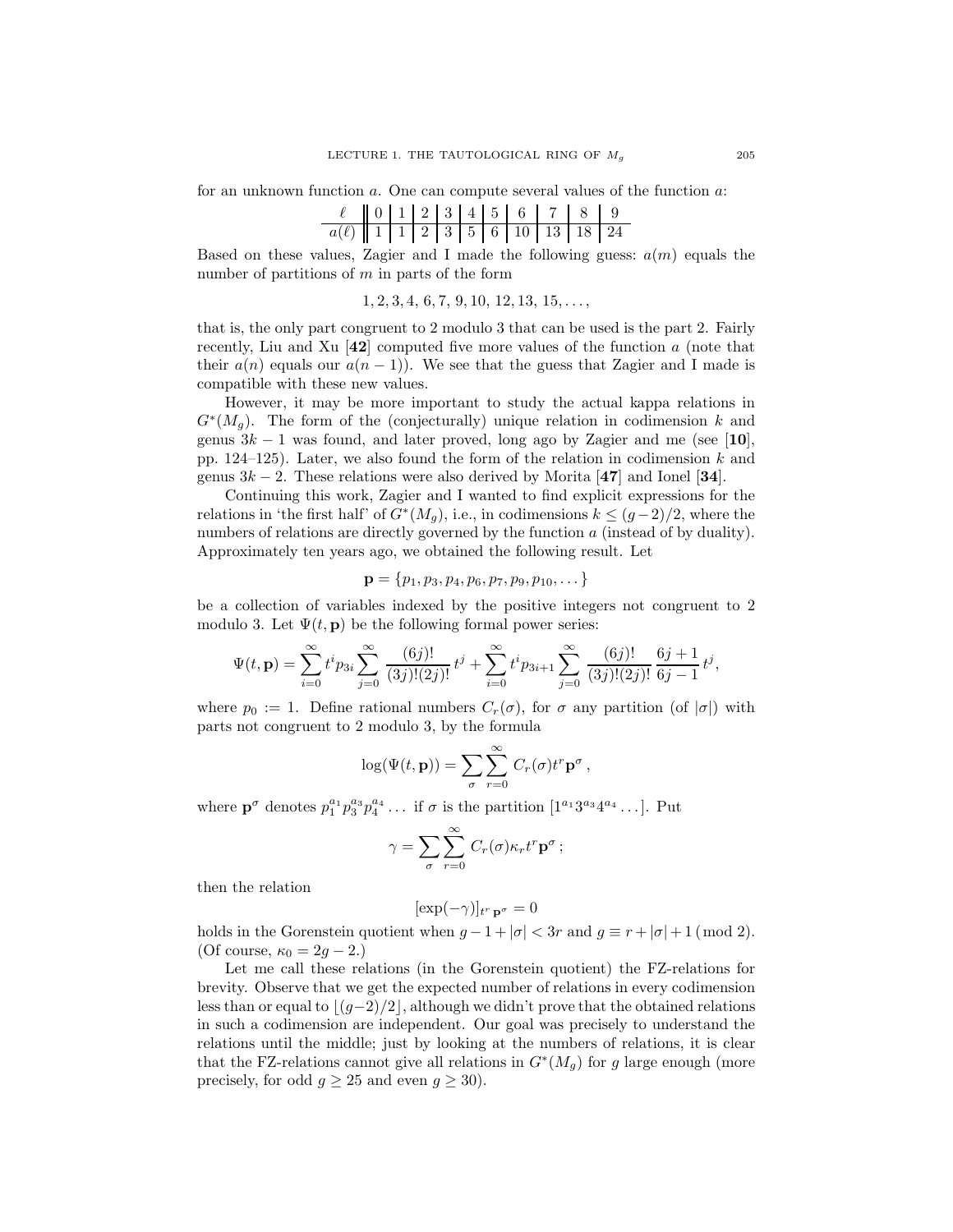for an unknown function $a$. One can compute several values of the function $a$:

| $\ell$ | 0 | 1 | 2 | 3 | 4 | 5 | 6 | 7 | 8 | 9 |
|---|---|---|---|---|---|---|---|---|---|---|
| $a(\ell)$ | 1 | 1 | 2 | 3 | 5 | 6 | 10 | 13 | 18 | 24 |

Based on these values, Zagier and I made the following guess: $a(m)$ equals the number of partitions of $m$ in parts of the form

$$1, 2, 3, 4, 6, 7, 9, 10, 12, 13, 15, \ldots,$$

that is, the only part congruent to 2 modulo 3 that can be used is the part 2. Fairly recently, Liu and Xu [**42**] computed five more values of the function $a$ (note that their $a(n)$ equals our $a(n-1)$). We see that the guess that Zagier and I made is compatible with these new values.

However, it may be more important to study the actual kappa relations in $G^*(M_g)$. The form of the (conjecturally) unique relation in codimension $k$ and genus $3k-1$ was found, and later proved, long ago by Zagier and me (see [**10**], pp. 124–125). Later, we also found the form of the relation in codimension $k$ and genus $3k-2$. These relations were also derived by Morita [**47**] and Ionel [**34**].

Continuing this work, Zagier and I wanted to find explicit expressions for the relations in 'the first half' of $G^*(M_g)$, i.e., in codimensions $k \leq (g-2)/2$, where the numbers of relations are directly governed by the function $a$ (instead of by duality). Approximately ten years ago, we obtained the following result. Let

$$\mathbf{p} = \{p_1, p_3, p_4, p_6, p_7, p_9, p_{10}, \ldots\}$$

be a collection of variables indexed by the positive integers not congruent to 2 modulo 3. Let $\Psi(t, \mathbf{p})$ be the following formal power series:

$$\Psi(t, \mathbf{p}) = \sum_{i=0}^{\infty} t^i p_{3i} \sum_{j=0}^{\infty} \frac{(6j)!}{(3j)!(2j)!}\, t^j + \sum_{i=0}^{\infty} t^i p_{3i+1} \sum_{j=0}^{\infty} \frac{(6j)!}{(3j)!(2j)!}\, \frac{6j+1}{6j-1}\, t^j,$$

where $p_0 := 1$. Define rational numbers $C_r(\sigma)$, for $\sigma$ any partition (of $|\sigma|$) with parts not congruent to 2 modulo 3, by the formula

$$\log(\Psi(t, \mathbf{p})) = \sum_{\sigma} \sum_{r=0}^{\infty} C_r(\sigma) t^r \mathbf{p}^{\sigma}\,,$$

where $\mathbf{p}^{\sigma}$ denotes $p_1^{a_1} p_3^{a_3} p_4^{a_4} \ldots$ if $\sigma$ is the partition $[1^{a_1} 3^{a_3} 4^{a_4} \ldots]$. Put

$$\gamma = \sum_{\sigma} \sum_{r=0}^{\infty} C_r(\sigma) \kappa_r t^r \mathbf{p}^{\sigma}\,;$$

then the relation

$$[\exp(-\gamma)]_{t^r\,\mathbf{p}^{\sigma}} = 0$$

holds in the Gorenstein quotient when $g - 1 + |\sigma| < 3r$ and $g \equiv r + |\sigma| + 1 \pmod 2$. (Of course, $\kappa_0 = 2g - 2$.)

Let me call these relations (in the Gorenstein quotient) the FZ-relations for brevity. Observe that we get the expected number of relations in every codimension less than or equal to $\lfloor (g-2)/2 \rfloor$, although we didn't prove that the obtained relations in such a codimension are independent. Our goal was precisely to understand the relations until the middle; just by looking at the numbers of relations, it is clear that the FZ-relations cannot give all relations in $G^*(M_g)$ for $g$ large enough (more precisely, for odd $g \geq 25$ and even $g \geq 30$).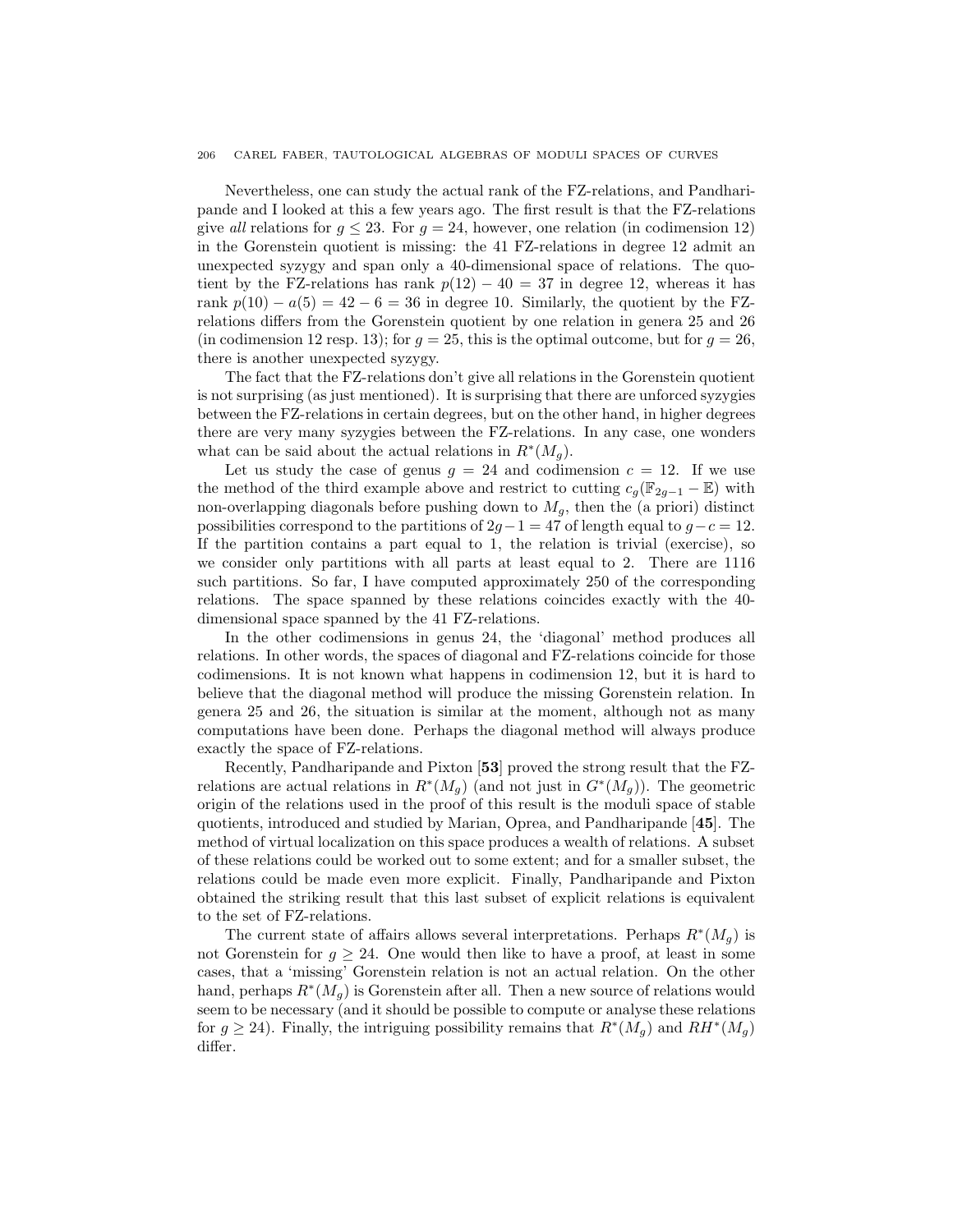Nevertheless, one can study the actual rank of the FZ-relations, and Pandharipande and I looked at this a few years ago. The first result is that the FZ-relations give *all* relations for $g \leq 23$. For $g = 24$, however, one relation (in codimension 12) in the Gorenstein quotient is missing: the 41 FZ-relations in degree 12 admit an unexpected syzygy and span only a 40-dimensional space of relations. The quotient by the FZ-relations has rank $p(12) - 40 = 37$ in degree 12, whereas it has rank $p(10) - a(5) = 42 - 6 = 36$ in degree 10. Similarly, the quotient by the FZ-relations differs from the Gorenstein quotient by one relation in genera 25 and 26 (in codimension 12 resp. 13); for $g = 25$, this is the optimal outcome, but for $g = 26$, there is another unexpected syzygy.

The fact that the FZ-relations don't give all relations in the Gorenstein quotient is not surprising (as just mentioned). It is surprising that there are unforced syzygies between the FZ-relations in certain degrees, but on the other hand, in higher degrees there are very many syzygies between the FZ-relations. In any case, one wonders what can be said about the actual relations in $R^*(M_g)$.

Let us study the case of genus $g = 24$ and codimension $c = 12$. If we use the method of the third example above and restrict to cutting $c_g(\mathbb{F}_{2g-1} - \mathbb{E})$ with non-overlapping diagonals before pushing down to $M_g$, then the (a priori) distinct possibilities correspond to the partitions of $2g-1 = 47$ of length equal to $g-c = 12$. If the partition contains a part equal to 1, the relation is trivial (exercise), so we consider only partitions with all parts at least equal to 2. There are 1116 such partitions. So far, I have computed approximately 250 of the corresponding relations. The space spanned by these relations coincides exactly with the 40-dimensional space spanned by the 41 FZ-relations.

In the other codimensions in genus 24, the 'diagonal' method produces all relations. In other words, the spaces of diagonal and FZ-relations coincide for those codimensions. It is not known what happens in codimension 12, but it is hard to believe that the diagonal method will produce the missing Gorenstein relation. In genera 25 and 26, the situation is similar at the moment, although not as many computations have been done. Perhaps the diagonal method will always produce exactly the space of FZ-relations.

Recently, Pandharipande and Pixton [**53**] proved the strong result that the FZ-relations are actual relations in $R^*(M_g)$ (and not just in $G^*(M_g)$). The geometric origin of the relations used in the proof of this result is the moduli space of stable quotients, introduced and studied by Marian, Oprea, and Pandharipande [**45**]. The method of virtual localization on this space produces a wealth of relations. A subset of these relations could be worked out to some extent; and for a smaller subset, the relations could be made even more explicit. Finally, Pandharipande and Pixton obtained the striking result that this last subset of explicit relations is equivalent to the set of FZ-relations.

The current state of affairs allows several interpretations. Perhaps $R^*(M_g)$ is not Gorenstein for $g \geq 24$. One would then like to have a proof, at least in some cases, that a 'missing' Gorenstein relation is not an actual relation. On the other hand, perhaps $R^*(M_g)$ is Gorenstein after all. Then a new source of relations would seem to be necessary (and it should be possible to compute or analyse these relations for $g \geq 24$). Finally, the intriguing possibility remains that $R^*(M_g)$ and $RH^*(M_g)$ differ.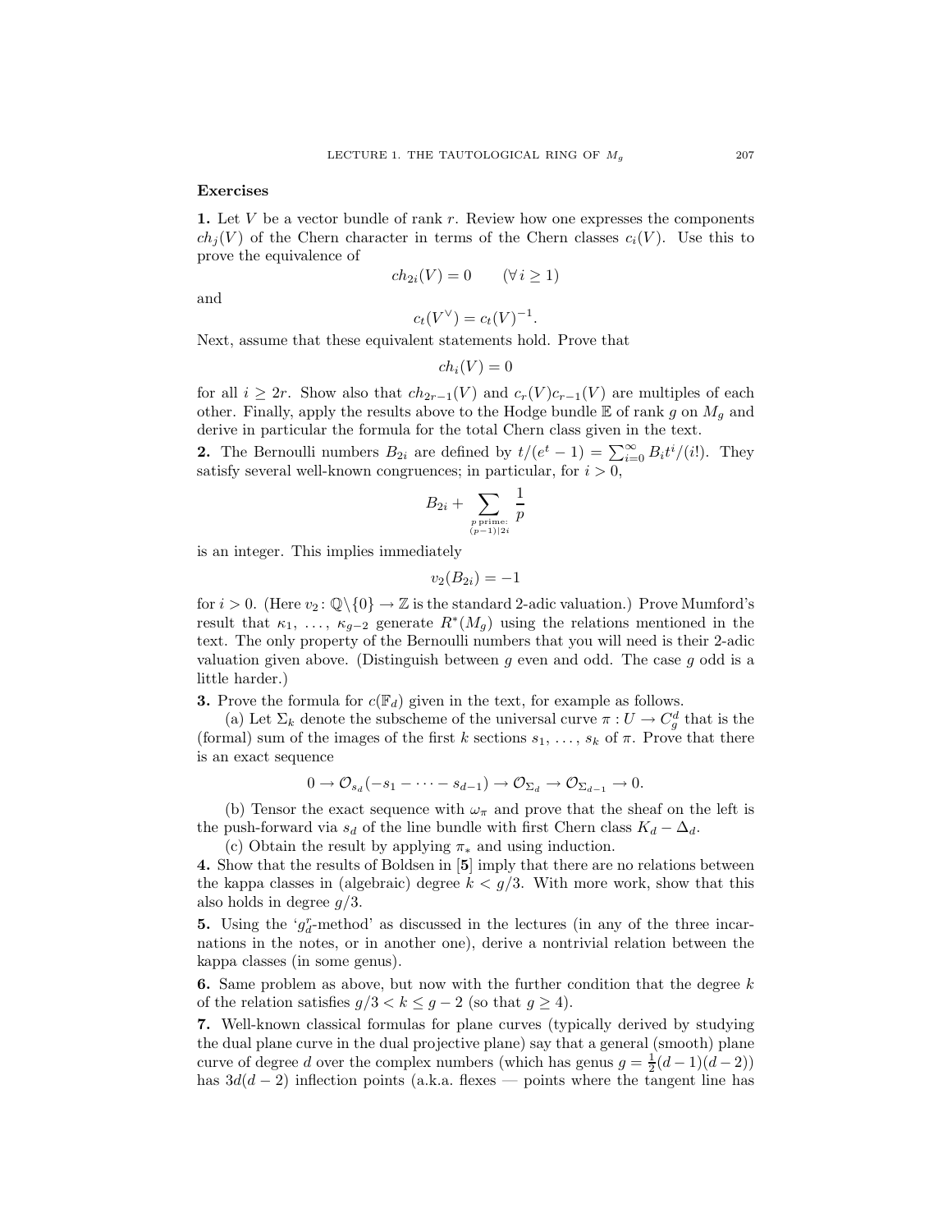**Exercises**

**1.** Let $V$ be a vector bundle of rank $r$. Review how one expresses the components $ch_j(V)$ of the Chern character in terms of the Chern classes $c_i(V)$. Use this to prove the equivalence of

$$ch_{2i}(V) = 0 \qquad (\forall\, i \geq 1)$$

and

$$c_t(V^\vee) = c_t(V)^{-1}.$$

Next, assume that these equivalent statements hold. Prove that

$$ch_i(V) = 0$$

for all $i \geq 2r$. Show also that $ch_{2r-1}(V)$ and $c_r(V)c_{r-1}(V)$ are multiples of each other. Finally, apply the results above to the Hodge bundle $\mathbb{E}$ of rank $g$ on $M_g$ and derive in particular the formula for the total Chern class given in the text.

**2.** The Bernoulli numbers $B_{2i}$ are defined by $t/(e^t - 1) = \sum_{i=0}^{\infty} B_i t^i/(i!)$. They satisfy several well-known congruences; in particular, for $i > 0$,

$$B_{2i} + \sum_{\substack{p \text{ prime:} \\ (p-1)|2i}} \frac{1}{p}$$

is an integer. This implies immediately

$$v_2(B_{2i}) = -1$$

for $i > 0$. (Here $v_2 \colon \mathbb{Q}\backslash\{0\} \to \mathbb{Z}$ is the standard 2-adic valuation.) Prove Mumford's result that $\kappa_1, \ldots, \kappa_{g-2}$ generate $R^*(M_g)$ using the relations mentioned in the text. The only property of the Bernoulli numbers that you will need is their 2-adic valuation given above. (Distinguish between $g$ even and odd. The case $g$ odd is a little harder.)

**3.** Prove the formula for $c(\mathbb{F}_d)$ given in the text, for example as follows.

(a) Let $\Sigma_k$ denote the subscheme of the universal curve $\pi : U \to C_g^d$ that is the (formal) sum of the images of the first $k$ sections $s_1, \ldots, s_k$ of $\pi$. Prove that there is an exact sequence

$$0 \to \mathcal{O}_{s_d}(-s_1 - \cdots - s_{d-1}) \to \mathcal{O}_{\Sigma_d} \to \mathcal{O}_{\Sigma_{d-1}} \to 0.$$

(b) Tensor the exact sequence with $\omega_\pi$ and prove that the sheaf on the left is the push-forward via $s_d$ of the line bundle with first Chern class $K_d - \Delta_d$.

(c) Obtain the result by applying $\pi_*$ and using induction.

**4.** Show that the results of Boldsen in [**5**] imply that there are no relations between the kappa classes in (algebraic) degree $k < g/3$. With more work, show that this also holds in degree $g/3$.

**5.** Using the '$g^r_d$-method' as discussed in the lectures (in any of the three incarnations in the notes, or in another one), derive a nontrivial relation between the kappa classes (in some genus).

**6.** Same problem as above, but now with the further condition that the degree $k$ of the relation satisfies $g/3 < k \leq g - 2$ (so that $g \geq 4$).

**7.** Well-known classical formulas for plane curves (typically derived by studying the dual plane curve in the dual projective plane) say that a general (smooth) plane curve of degree $d$ over the complex numbers (which has genus $g = \frac{1}{2}(d-1)(d-2)$) has $3d(d-2)$ inflection points (a.k.a. flexes — points where the tangent line has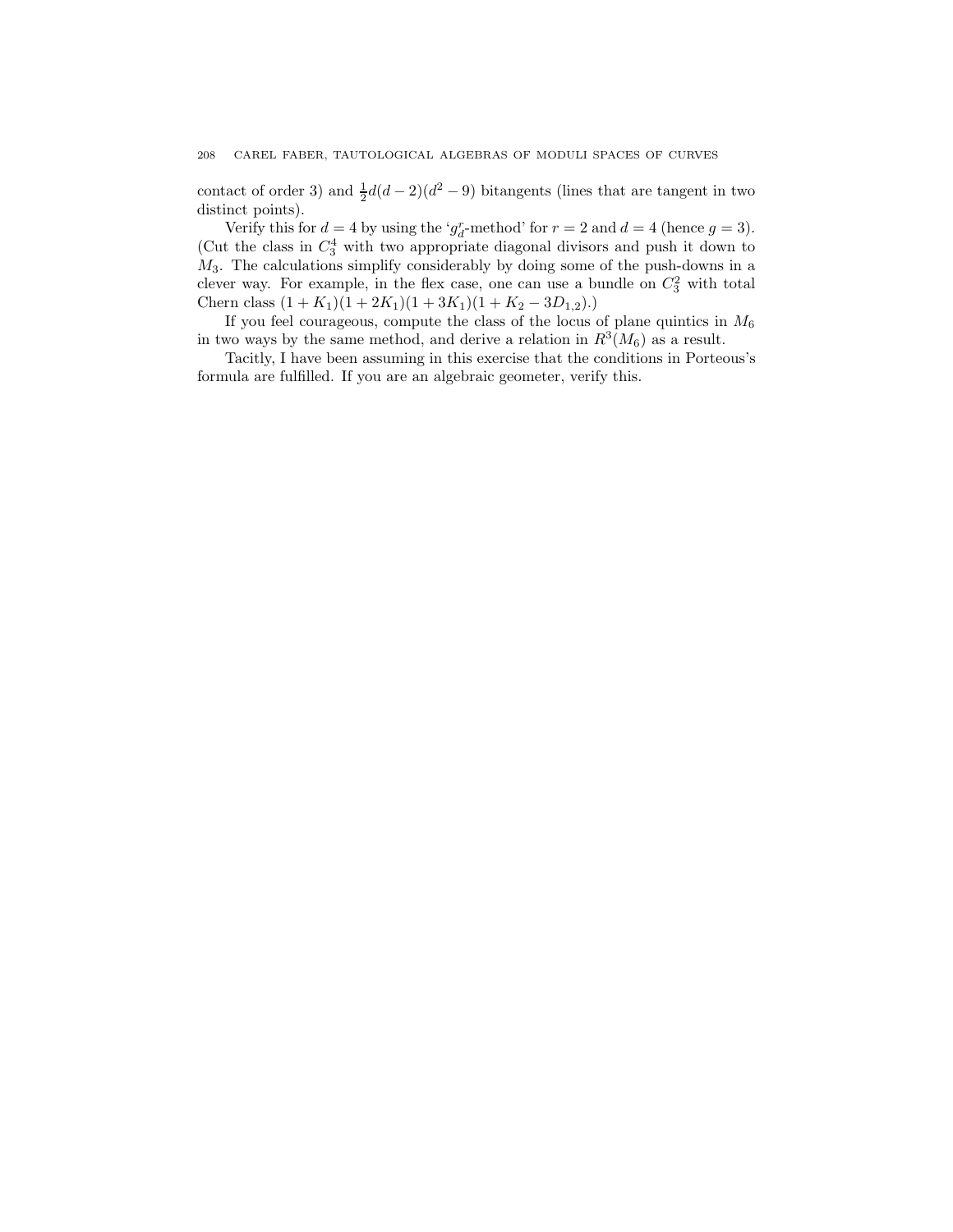contact of order 3) and $\frac{1}{2}d(d-2)(d^2-9)$ bitangents (lines that are tangent in two distinct points).

Verify this for $d = 4$ by using the '$g^r_d$-method' for $r = 2$ and $d = 4$ (hence $g = 3$). (Cut the class in $C^4_3$ with two appropriate diagonal divisors and push it down to $M_3$. The calculations simplify considerably by doing some of the push-downs in a clever way. For example, in the flex case, one can use a bundle on $C^2_3$ with total Chern class $(1 + K_1)(1 + 2K_1)(1 + 3K_1)(1 + K_2 - 3D_{1,2})$.)

If you feel courageous, compute the class of the locus of plane quintics in $M_6$ in two ways by the same method, and derive a relation in $R^3(M_6)$ as a result.

Tacitly, I have been assuming in this exercise that the conditions in Porteous's formula are fulfilled. If you are an algebraic geometer, verify this.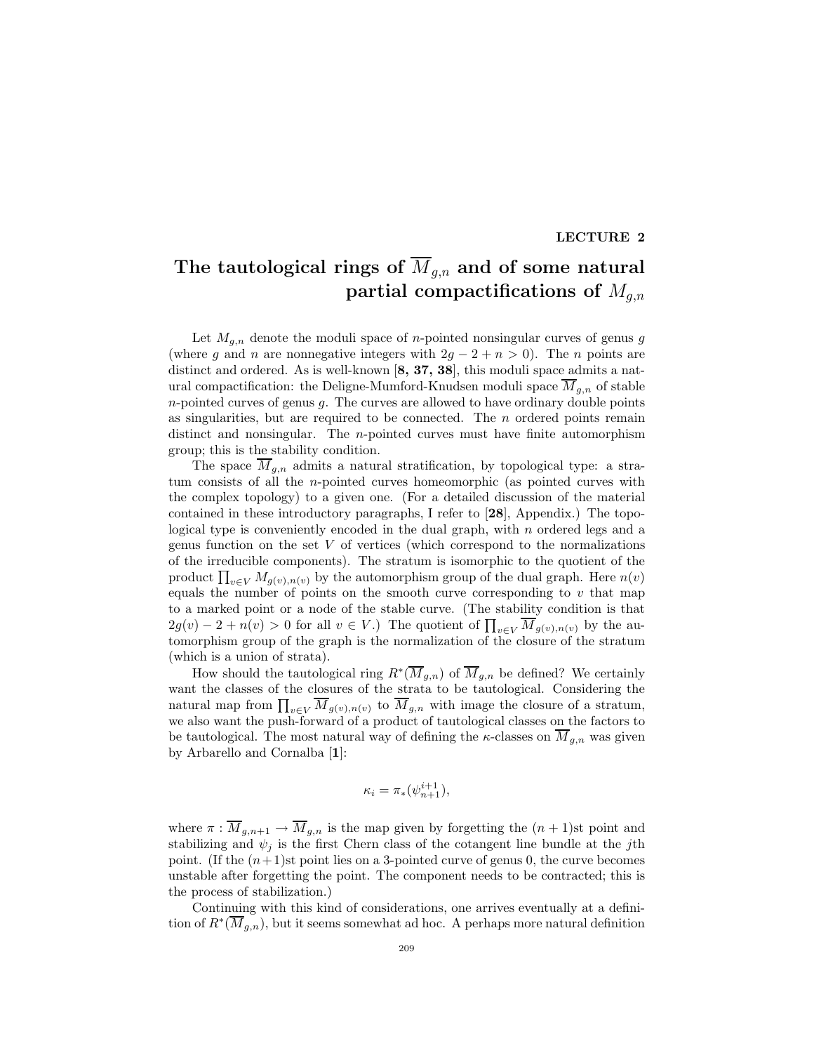**LECTURE 2**

# The tautological rings of $\overline{M}_{g,n}$ and of some natural partial compactifications of $M_{g,n}$

Let $M_{g,n}$ denote the moduli space of $n$-pointed nonsingular curves of genus $g$ (where $g$ and $n$ are nonnegative integers with $2g-2+n>0$). The $n$ points are distinct and ordered. As is well-known [**8, 37, 38**], this moduli space admits a natural compactification: the Deligne-Mumford-Knudsen moduli space $\overline{M}_{g,n}$ of stable $n$-pointed curves of genus $g$. The curves are allowed to have ordinary double points as singularities, but are required to be connected. The $n$ ordered points remain distinct and nonsingular. The $n$-pointed curves must have finite automorphism group; this is the stability condition.

The space $\overline{M}_{g,n}$ admits a natural stratification, by topological type: a stratum consists of all the $n$-pointed curves homeomorphic (as pointed curves with the complex topology) to a given one. (For a detailed discussion of the material contained in these introductory paragraphs, I refer to [**28**], Appendix.) The topological type is conveniently encoded in the dual graph, with $n$ ordered legs and a genus function on the set $V$ of vertices (which correspond to the normalizations of the irreducible components). The stratum is isomorphic to the quotient of the product $\prod_{v\in V} M_{g(v),n(v)}$ by the automorphism group of the dual graph. Here $n(v)$ equals the number of points on the smooth curve corresponding to $v$ that map to a marked point or a node of the stable curve. (The stability condition is that $2g(v)-2+n(v)>0$ for all $v\in V$.) The quotient of $\prod_{v\in V}\overline{M}_{g(v),n(v)}$ by the automorphism group of the graph is the normalization of the closure of the stratum (which is a union of strata).

How should the tautological ring $R^*(\overline{M}_{g,n})$ of $\overline{M}_{g,n}$ be defined? We certainly want the classes of the closures of the strata to be tautological. Considering the natural map from $\prod_{v\in V}\overline{M}_{g(v),n(v)}$ to $\overline{M}_{g,n}$ with image the closure of a stratum, we also want the push-forward of a product of tautological classes on the factors to be tautological. The most natural way of defining the $\kappa$-classes on $\overline{M}_{g,n}$ was given by Arbarello and Cornalba [**1**]:

$$\kappa_i = \pi_*(\psi_{n+1}^{i+1}),$$

where $\pi:\overline{M}_{g,n+1}\to\overline{M}_{g,n}$ is the map given by forgetting the $(n+1)$st point and stabilizing and $\psi_j$ is the first Chern class of the cotangent line bundle at the $j$th point. (If the $(n+1)$st point lies on a 3-pointed curve of genus 0, the curve becomes unstable after forgetting the point. The component needs to be contracted; this is the process of stabilization.)

Continuing with this kind of considerations, one arrives eventually at a definition of $R^*(\overline{M}_{g,n})$, but it seems somewhat ad hoc. A perhaps more natural definition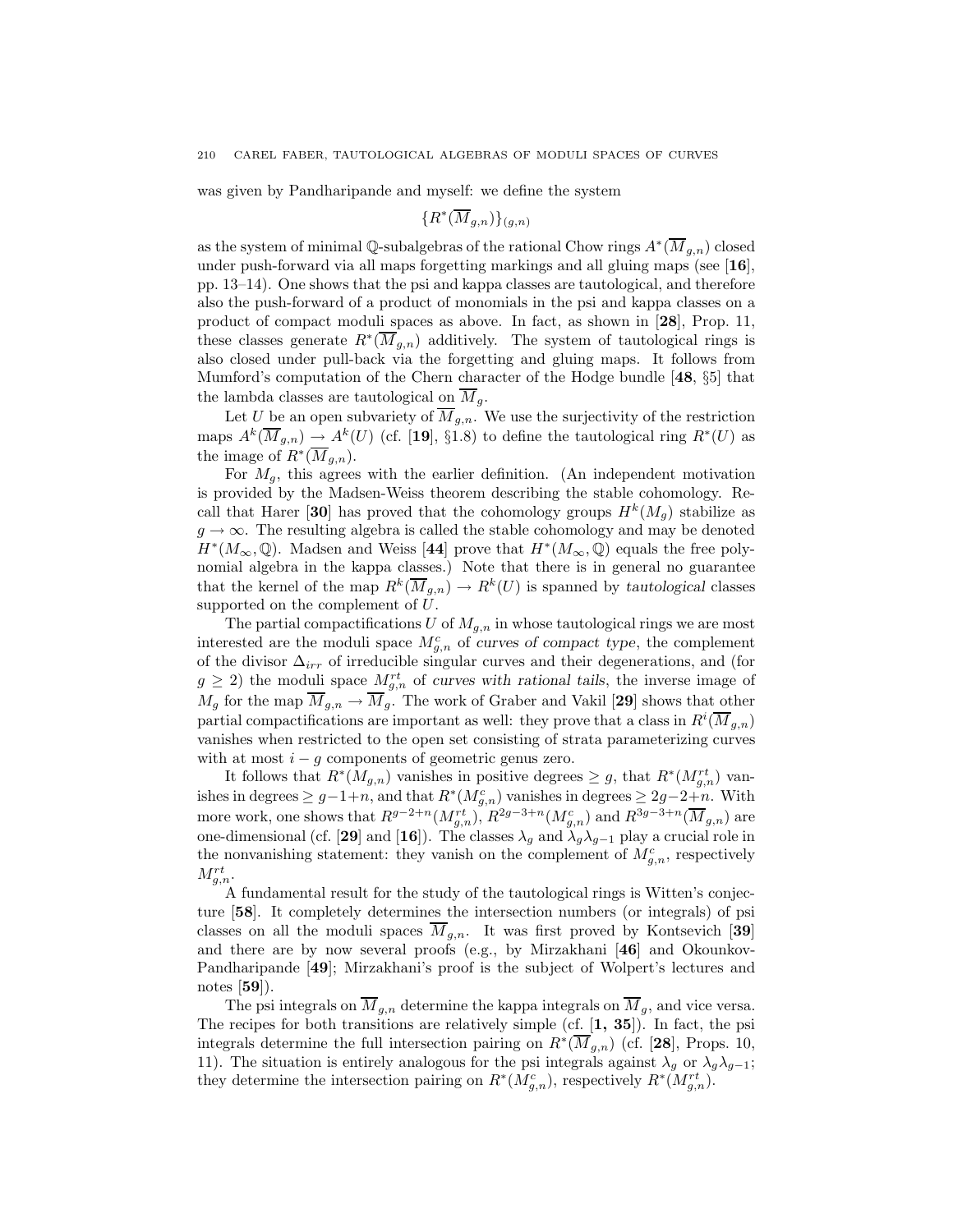was given by Pandharipande and myself: we define the system

$$\{R^*(\overline{M}_{g,n})\}_{(g,n)}$$

as the system of minimal $\mathbb{Q}$-subalgebras of the rational Chow rings $A^*(\overline{M}_{g,n})$ closed under push-forward via all maps forgetting markings and all gluing maps (see [**16**], pp. 13–14). One shows that the psi and kappa classes are tautological, and therefore also the push-forward of a product of monomials in the psi and kappa classes on a product of compact moduli spaces as above. In fact, as shown in [**28**], Prop. 11, these classes generate $R^*(\overline{M}_{g,n})$ additively. The system of tautological rings is also closed under pull-back via the forgetting and gluing maps. It follows from Mumford's computation of the Chern character of the Hodge bundle [**48**, §5] that the lambda classes are tautological on $\overline{M}_g$.

Let $U$ be an open subvariety of $\overline{M}_{g,n}$. We use the surjectivity of the restriction maps $A^k(\overline{M}_{g,n}) \to A^k(U)$ (cf. [**19**], §1.8) to define the tautological ring $R^*(U)$ as the image of $R^*(\overline{M}_{g,n})$.

For $M_g$, this agrees with the earlier definition. (An independent motivation is provided by the Madsen-Weiss theorem describing the stable cohomology. Recall that Harer [**30**] has proved that the cohomology groups $H^k(M_g)$ stabilize as $g \to \infty$. The resulting algebra is called the stable cohomology and may be denoted $H^*(M_\infty, \mathbb{Q})$. Madsen and Weiss [**44**] prove that $H^*(M_\infty, \mathbb{Q})$ equals the free polynomial algebra in the kappa classes.) Note that there is in general no guarantee that the kernel of the map $R^k(\overline{M}_{g,n}) \to R^k(U)$ is spanned by *tautological* classes supported on the complement of $U$.

The partial compactifications $U$ of $M_{g,n}$ in whose tautological rings we are most interested are the moduli space $M^c_{g,n}$ of *curves of compact type*, the complement of the divisor $\Delta_{irr}$ of irreducible singular curves and their degenerations, and (for $g \geq 2$) the moduli space $M^{rt}_{g,n}$ of *curves with rational tails*, the inverse image of $M_g$ for the map $\overline{M}_{g,n} \to \overline{M}_g$. The work of Graber and Vakil [**29**] shows that other partial compactifications are important as well: they prove that a class in $R^i(\overline{M}_{g,n})$ vanishes when restricted to the open set consisting of strata parameterizing curves with at most $i - g$ components of geometric genus zero.

It follows that $R^*(M_{g,n})$ vanishes in positive degrees $\geq g$, that $R^*(M^{rt}_{g,n})$ vanishes in degrees $\geq g-1+n$, and that $R^*(M^c_{g,n})$ vanishes in degrees $\geq 2g-2+n$. With more work, one shows that $R^{g-2+n}(M^{rt}_{g,n})$, $R^{2g-3+n}(M^c_{g,n})$ and $R^{3g-3+n}(\overline{M}_{g,n})$ are one-dimensional (cf. [**29**] and [**16**]). The classes $\lambda_g$ and $\lambda_g\lambda_{g-1}$ play a crucial role in the nonvanishing statement: they vanish on the complement of $M^c_{g,n}$, respectively $M^{rt}_{g,n}$.

A fundamental result for the study of the tautological rings is Witten's conjecture [**58**]. It completely determines the intersection numbers (or integrals) of psi classes on all the moduli spaces $\overline{M}_{g,n}$. It was first proved by Kontsevich [**39**] and there are by now several proofs (e.g., by Mirzakhani [**46**] and Okounkov-Pandharipande [**49**]; Mirzakhani's proof is the subject of Wolpert's lectures and notes [**59**]).

The psi integrals on $\overline{M}_{g,n}$ determine the kappa integrals on $\overline{M}_g$, and vice versa. The recipes for both transitions are relatively simple (cf. [**1, 35**]). In fact, the psi integrals determine the full intersection pairing on $R^*(\overline{M}_{g,n})$ (cf. [**28**], Props. 10, 11). The situation is entirely analogous for the psi integrals against $\lambda_g$ or $\lambda_g\lambda_{g-1}$; they determine the intersection pairing on $R^*(M^c_{g,n})$, respectively $R^*(M^{rt}_{g,n})$.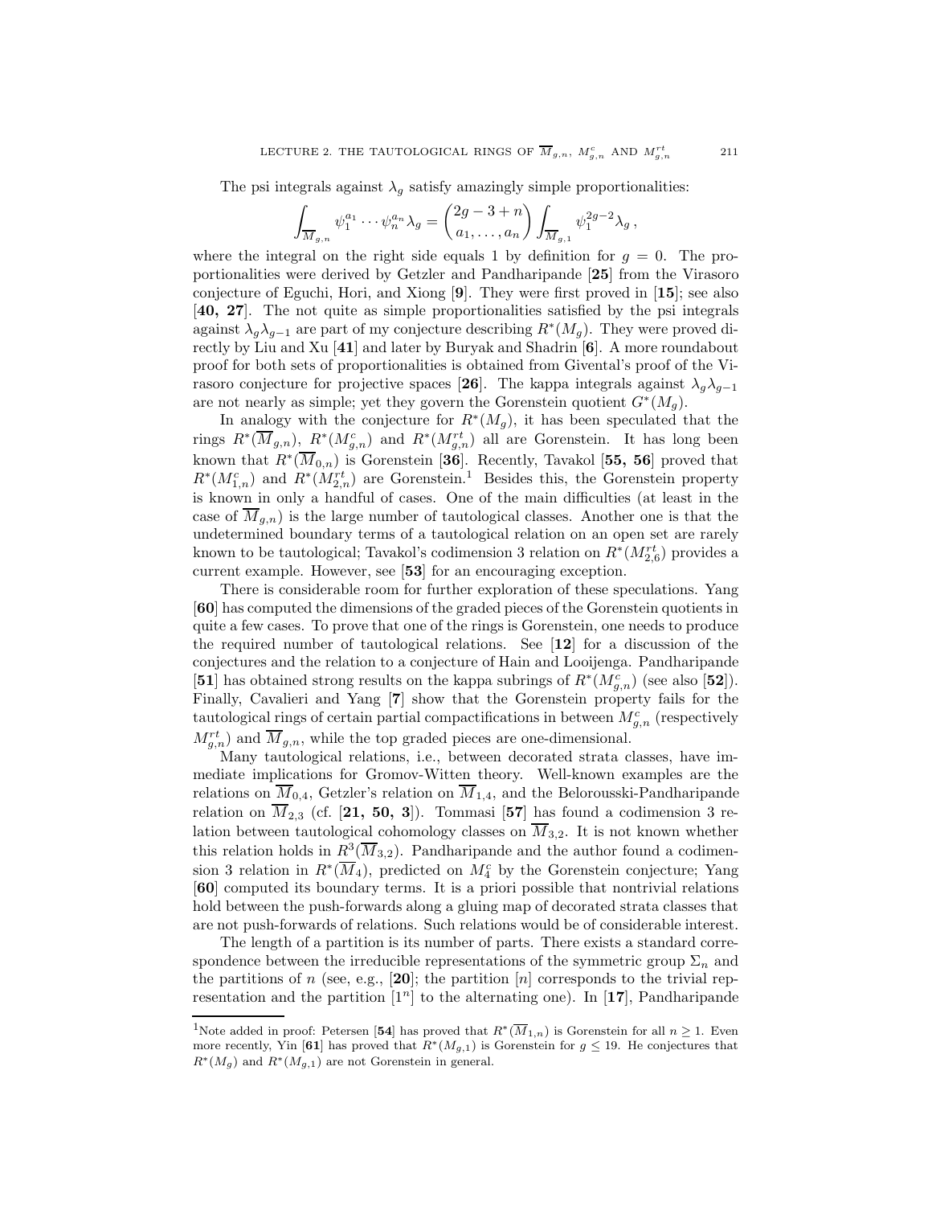The psi integrals against $\lambda_g$ satisfy amazingly simple proportionalities:

$$\int_{\overline{M}_{g,n}} \psi_1^{a_1} \cdots \psi_n^{a_n} \lambda_g = \binom{2g-3+n}{a_1, \ldots, a_n} \int_{\overline{M}_{g,1}} \psi_1^{2g-2} \lambda_g \,,$$

where the integral on the right side equals 1 by definition for $g = 0$. The proportionalities were derived by Getzler and Pandharipande [**25**] from the Virasoro conjecture of Eguchi, Hori, and Xiong [**9**]. They were first proved in [**15**]; see also [**40, 27**]. The not quite as simple proportionalities satisfied by the psi integrals against $\lambda_g \lambda_{g-1}$ are part of my conjecture describing $R^*(M_g)$. They were proved directly by Liu and Xu [**41**] and later by Buryak and Shadrin [**6**]. A more roundabout proof for both sets of proportionalities is obtained from Givental's proof of the Virasoro conjecture for projective spaces [**26**]. The kappa integrals against $\lambda_g \lambda_{g-1}$ are not nearly as simple; yet they govern the Gorenstein quotient $G^*(M_g)$.

In analogy with the conjecture for $R^*(M_g)$, it has been speculated that the rings $R^*(\overline{M}_{g,n})$, $R^*(M_{g,n}^c)$ and $R^*(M_{g,n}^{rt})$ all are Gorenstein. It has long been known that $R^*(\overline{M}_{0,n})$ is Gorenstein [**36**]. Recently, Tavakol [**55, 56**] proved that $R^*(M_{1,n}^c)$ and $R^*(M_{2,n}^{rt})$ are Gorenstein.[1] Besides this, the Gorenstein property is known in only a handful of cases. One of the main difficulties (at least in the case of $\overline{M}_{g,n}$) is the large number of tautological classes. Another one is that the undetermined boundary terms of a tautological relation on an open set are rarely known to be tautological; Tavakol's codimension 3 relation on $R^*(M_{2,6}^{rt})$ provides a current example. However, see [**53**] for an encouraging exception.

There is considerable room for further exploration of these speculations. Yang [**60**] has computed the dimensions of the graded pieces of the Gorenstein quotients in quite a few cases. To prove that one of the rings is Gorenstein, one needs to produce the required number of tautological relations. See [**12**] for a discussion of the conjectures and the relation to a conjecture of Hain and Looijenga. Pandharipande [**51**] has obtained strong results on the kappa subrings of $R^*(M_{g,n}^c)$ (see also [**52**]). Finally, Cavalieri and Yang [**7**] show that the Gorenstein property fails for the tautological rings of certain partial compactifications in between $M_{g,n}^c$ (respectively $M_{g,n}^{rt}$) and $\overline{M}_{g,n}$, while the top graded pieces are one-dimensional.

Many tautological relations, i.e., between decorated strata classes, have immediate implications for Gromov-Witten theory. Well-known examples are the relations on $\overline{M}_{0,4}$, Getzler's relation on $\overline{M}_{1,4}$, and the Belorousski-Pandharipande relation on $\overline{M}_{2,3}$ (cf. [**21, 50, 3**]). Tommasi [**57**] has found a codimension 3 relation between tautological cohomology classes on $\overline{M}_{3,2}$. It is not known whether this relation holds in $R^3(\overline{M}_{3,2})$. Pandharipande and the author found a codimension 3 relation in $R^*(\overline{M}_4)$, predicted on $M_4^c$ by the Gorenstein conjecture; Yang [**60**] computed its boundary terms. It is a priori possible that nontrivial relations hold between the push-forwards along a gluing map of decorated strata classes that are not push-forwards of relations. Such relations would be of considerable interest.

The length of a partition is its number of parts. There exists a standard correspondence between the irreducible representations of the symmetric group $\Sigma_n$ and the partitions of $n$ (see, e.g., [**20**]; the partition $[n]$ corresponds to the trivial representation and the partition $[1^n]$ to the alternating one). In [**17**], Pandharipande

---

[1]Note added in proof: Petersen [**54**] has proved that $R^*(\overline{M}_{1,n})$ is Gorenstein for all $n \geq 1$. Even more recently, Yin [**61**] has proved that $R^*(M_{g,1})$ is Gorenstein for $g \leq 19$. He conjectures that $R^*(M_g)$ and $R^*(M_{g,1})$ are not Gorenstein in general.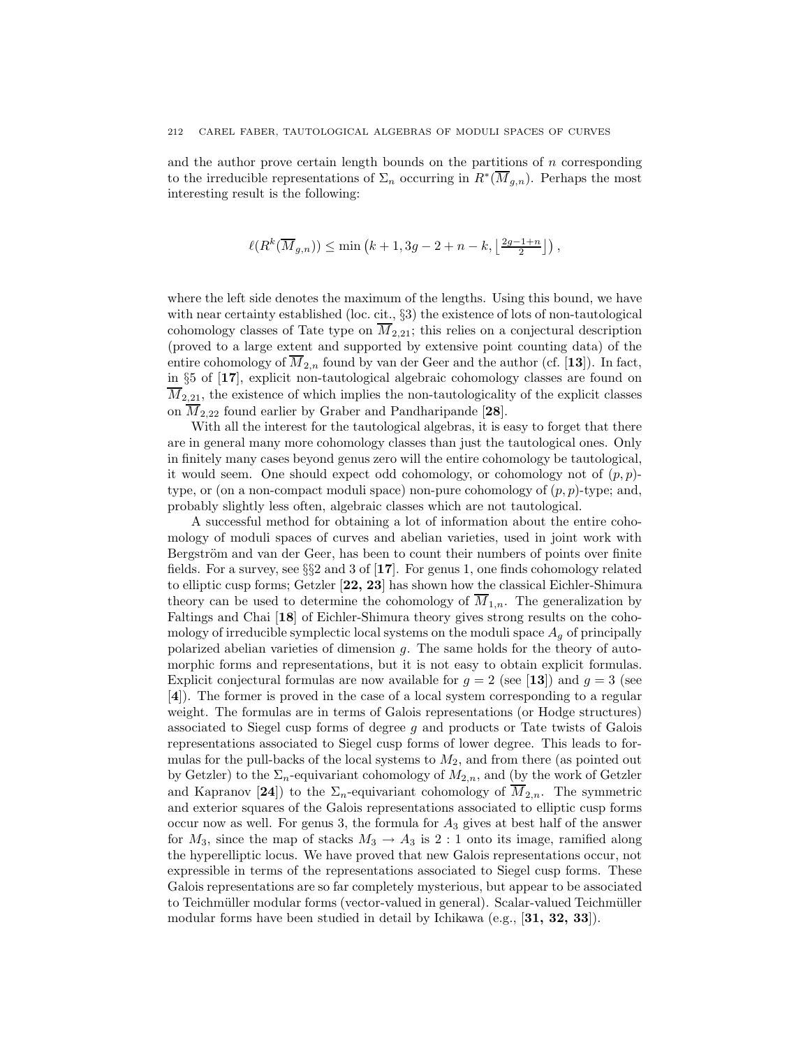and the author prove certain length bounds on the partitions of $n$ corresponding to the irreducible representations of $\Sigma_n$ occurring in $R^*(\overline{M}_{g,n})$. Perhaps the most interesting result is the following:

$$\ell(R^k(\overline{M}_{g,n})) \leq \min\left(k+1, 3g-2+n-k, \lfloor \tfrac{2g-1+n}{2} \rfloor\right),$$

where the left side denotes the maximum of the lengths. Using this bound, we have with near certainty established (loc. cit., §3) the existence of lots of non-tautological cohomology classes of Tate type on $\overline{M}_{2,21}$; this relies on a conjectural description (proved to a large extent and supported by extensive point counting data) of the entire cohomology of $\overline{M}_{2,n}$ found by van der Geer and the author (cf. [**13**]). In fact, in §5 of [**17**], explicit non-tautological algebraic cohomology classes are found on $\overline{M}_{2,21}$, the existence of which implies the non-tautologicality of the explicit classes on $\overline{M}_{2,22}$ found earlier by Graber and Pandharipande [**28**].

With all the interest for the tautological algebras, it is easy to forget that there are in general many more cohomology classes than just the tautological ones. Only in finitely many cases beyond genus zero will the entire cohomology be tautological, it would seem. One should expect odd cohomology, or cohomology not of $(p,p)$-type, or (on a non-compact moduli space) non-pure cohomology of $(p,p)$-type; and, probably slightly less often, algebraic classes which are not tautological.

A successful method for obtaining a lot of information about the entire cohomology of moduli spaces of curves and abelian varieties, used in joint work with Bergström and van der Geer, has been to count their numbers of points over finite fields. For a survey, see §§2 and 3 of [**17**]. For genus 1, one finds cohomology related to elliptic cusp forms; Getzler [**22, 23**] has shown how the classical Eichler-Shimura theory can be used to determine the cohomology of $\overline{M}_{1,n}$. The generalization by Faltings and Chai [**18**] of Eichler-Shimura theory gives strong results on the cohomology of irreducible symplectic local systems on the moduli space $A_g$ of principally polarized abelian varieties of dimension $g$. The same holds for the theory of automorphic forms and representations, but it is not easy to obtain explicit formulas. Explicit conjectural formulas are now available for $g=2$ (see [**13**]) and $g=3$ (see [**4**]). The former is proved in the case of a local system corresponding to a regular weight. The formulas are in terms of Galois representations (or Hodge structures) associated to Siegel cusp forms of degree $g$ and products or Tate twists of Galois representations associated to Siegel cusp forms of lower degree. This leads to formulas for the pull-backs of the local systems to $M_2$, and from there (as pointed out by Getzler) to the $\Sigma_n$-equivariant cohomology of $M_{2,n}$, and (by the work of Getzler and Kapranov [**24**]) to the $\Sigma_n$-equivariant cohomology of $\overline{M}_{2,n}$. The symmetric and exterior squares of the Galois representations associated to elliptic cusp forms occur now as well. For genus 3, the formula for $A_3$ gives at best half of the answer for $M_3$, since the map of stacks $M_3 \to A_3$ is $2:1$ onto its image, ramified along the hyperelliptic locus. We have proved that new Galois representations occur, not expressible in terms of the representations associated to Siegel cusp forms. These Galois representations are so far completely mysterious, but appear to be associated to Teichmüller modular forms (vector-valued in general). Scalar-valued Teichmüller modular forms have been studied in detail by Ichikawa (e.g., [**31, 32, 33**]).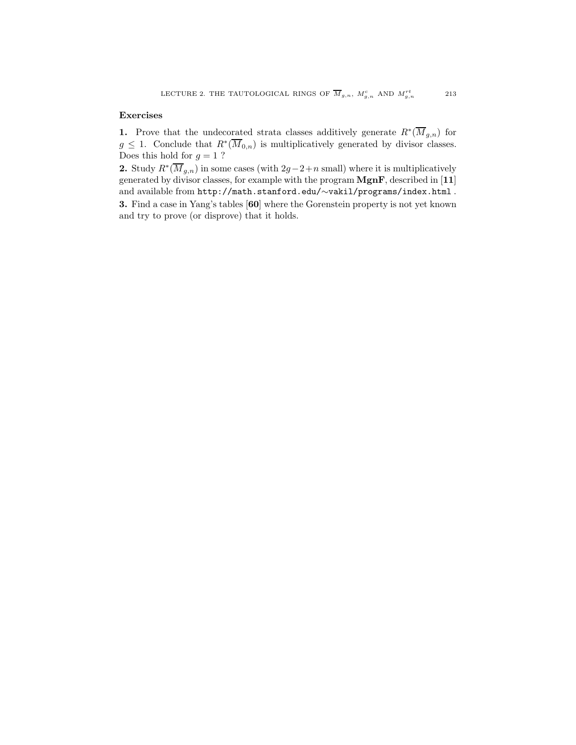### Exercises

**1.** Prove that the undecorated strata classes additively generate $R^*(\overline{M}_{g,n})$ for $g \leq 1$. Conclude that $R^*(\overline{M}_{0,n})$ is multiplicatively generated by divisor classes. Does this hold for $g = 1$ ?

**2.** Study $R^*(\overline{M}_{g,n})$ in some cases (with $2g-2+n$ small) where it is multiplicatively generated by divisor classes, for example with the program **MgnF**, described in [**11**] and available from `http://math.stanford.edu/∼vakil/programs/index.html` .

**3.** Find a case in Yang's tables [**60**] where the Gorenstein property is not yet known and try to prove (or disprove) that it holds.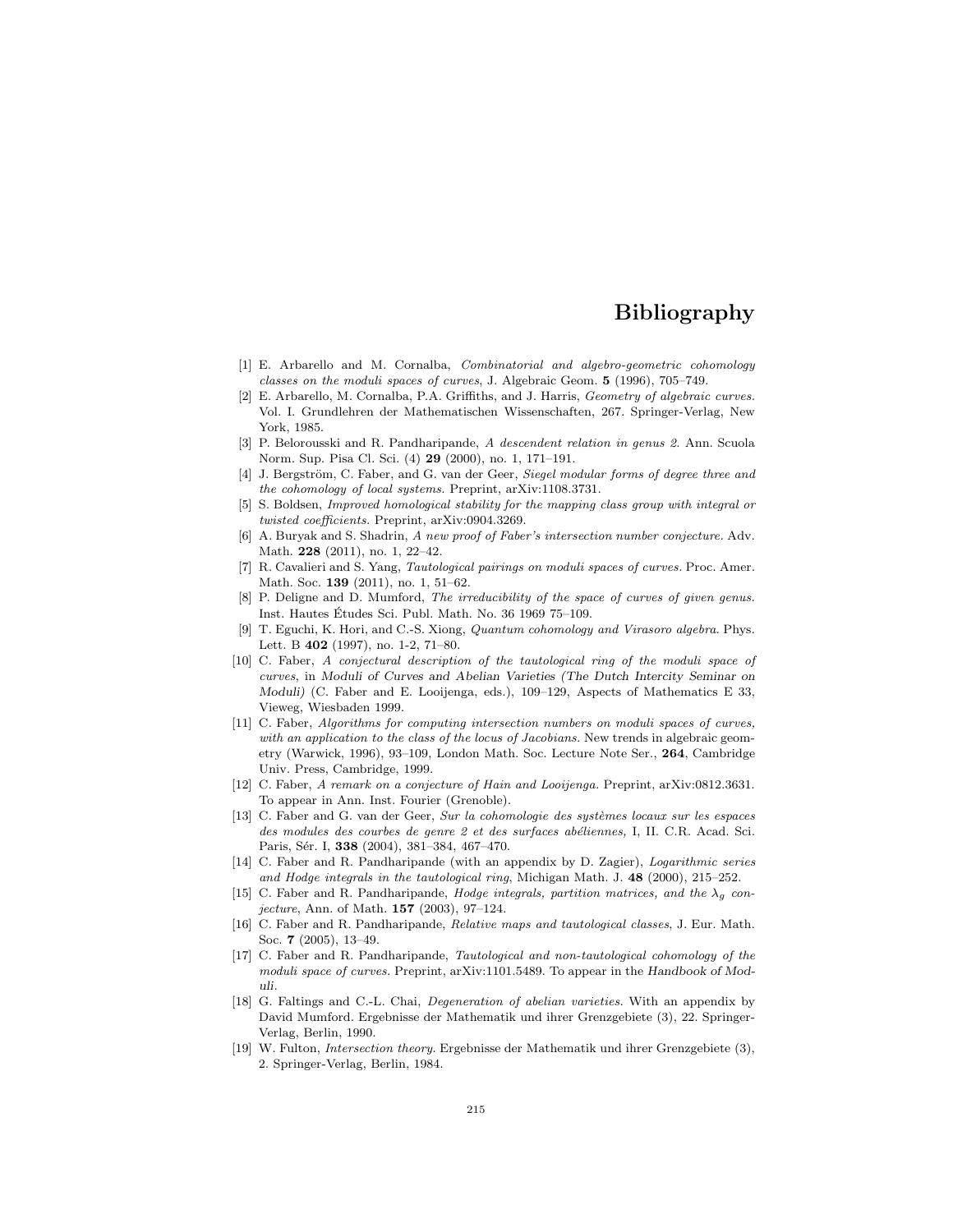# Bibliography

[1] E. Arbarello and M. Cornalba, *Combinatorial and algebro-geometric cohomology classes on the moduli spaces of curves*, J. Algebraic Geom. **5** (1996), 705–749.

[2] E. Arbarello, M. Cornalba, P.A. Griffiths, and J. Harris, *Geometry of algebraic curves.* Vol. I. Grundlehren der Mathematischen Wissenschaften, 267. Springer-Verlag, New York, 1985.

[3] P. Belorousski and R. Pandharipande, *A descendent relation in genus 2.* Ann. Scuola Norm. Sup. Pisa Cl. Sci. (4) **29** (2000), no. 1, 171–191.

[4] J. Bergström, C. Faber, and G. van der Geer, *Siegel modular forms of degree three and the cohomology of local systems.* Preprint, arXiv:1108.3731.

[5] S. Boldsen, *Improved homological stability for the mapping class group with integral or twisted coefficients.* Preprint, arXiv:0904.3269.

[6] A. Buryak and S. Shadrin, *A new proof of Faber's intersection number conjecture.* Adv. Math. **228** (2011), no. 1, 22–42.

[7] R. Cavalieri and S. Yang, *Tautological pairings on moduli spaces of curves.* Proc. Amer. Math. Soc. **139** (2011), no. 1, 51–62.

[8] P. Deligne and D. Mumford, *The irreducibility of the space of curves of given genus.* Inst. Hautes Études Sci. Publ. Math. No. 36 1969 75–109.

[9] T. Eguchi, K. Hori, and C.-S. Xiong, *Quantum cohomology and Virasoro algebra.* Phys. Lett. B **402** (1997), no. 1-2, 71–80.

[10] C. Faber, *A conjectural description of the tautological ring of the moduli space of curves*, in Moduli of Curves and Abelian Varieties (The Dutch Intercity Seminar on Moduli) (C. Faber and E. Looijenga, eds.), 109–129, Aspects of Mathematics E 33, Vieweg, Wiesbaden 1999.

[11] C. Faber, *Algorithms for computing intersection numbers on moduli spaces of curves, with an application to the class of the locus of Jacobians.* New trends in algebraic geometry (Warwick, 1996), 93–109, London Math. Soc. Lecture Note Ser., **264**, Cambridge Univ. Press, Cambridge, 1999.

[12] C. Faber, *A remark on a conjecture of Hain and Looijenga.* Preprint, arXiv:0812.3631. To appear in Ann. Inst. Fourier (Grenoble).

[13] C. Faber and G. van der Geer, *Sur la cohomologie des systèmes locaux sur les espaces des modules des courbes de genre 2 et des surfaces abéliennes,* I, II. C.R. Acad. Sci. Paris, Sér. I, **338** (2004), 381–384, 467–470.

[14] C. Faber and R. Pandharipande (with an appendix by D. Zagier), *Logarithmic series and Hodge integrals in the tautological ring*, Michigan Math. J. **48** (2000), 215–252.

[15] C. Faber and R. Pandharipande, *Hodge integrals, partition matrices, and the $\lambda_g$ conjecture*, Ann. of Math. **157** (2003), 97–124.

[16] C. Faber and R. Pandharipande, *Relative maps and tautological classes*, J. Eur. Math. Soc. **7** (2005), 13–49.

[17] C. Faber and R. Pandharipande, *Tautological and non-tautological cohomology of the moduli space of curves.* Preprint, arXiv:1101.5489. To appear in the Handbook of Moduli.

[18] G. Faltings and C.-L. Chai, *Degeneration of abelian varieties.* With an appendix by David Mumford. Ergebnisse der Mathematik und ihrer Grenzgebiete (3), 22. Springer-Verlag, Berlin, 1990.

[19] W. Fulton, *Intersection theory.* Ergebnisse der Mathematik und ihrer Grenzgebiete (3), 2. Springer-Verlag, Berlin, 1984.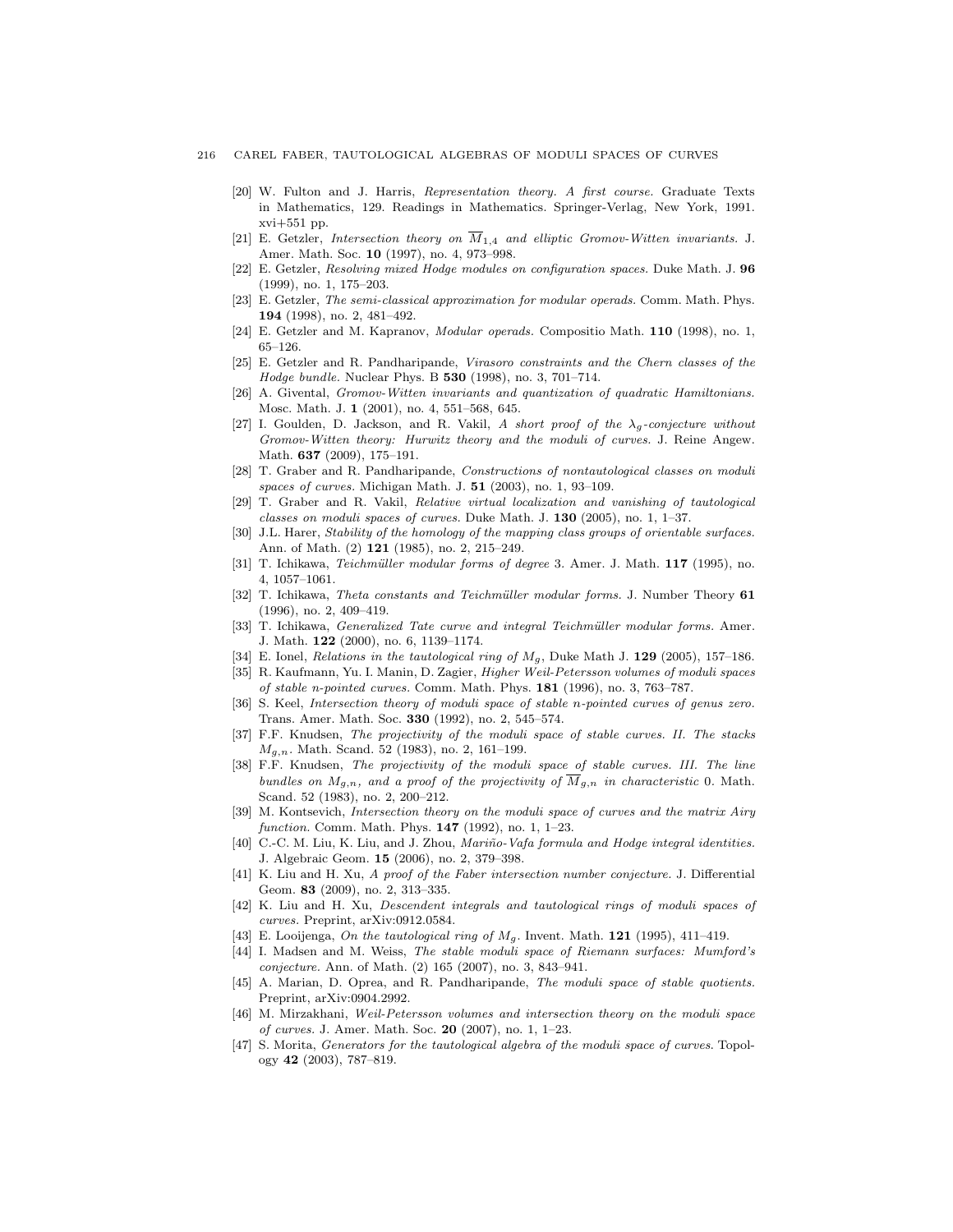- [20] W. Fulton and J. Harris, *Representation theory. A first course.* Graduate Texts in Mathematics, 129. Readings in Mathematics. Springer-Verlag, New York, 1991. xvi+551 pp.
- [21] E. Getzler, *Intersection theory on $\overline{M}_{1,4}$ and elliptic Gromov-Witten invariants.* J. Amer. Math. Soc. **10** (1997), no. 4, 973–998.
- [22] E. Getzler, *Resolving mixed Hodge modules on configuration spaces.* Duke Math. J. **96** (1999), no. 1, 175–203.
- [23] E. Getzler, *The semi-classical approximation for modular operads.* Comm. Math. Phys. **194** (1998), no. 2, 481–492.
- [24] E. Getzler and M. Kapranov, *Modular operads.* Compositio Math. **110** (1998), no. 1, 65–126.
- [25] E. Getzler and R. Pandharipande, *Virasoro constraints and the Chern classes of the Hodge bundle.* Nuclear Phys. B **530** (1998), no. 3, 701–714.
- [26] A. Givental, *Gromov-Witten invariants and quantization of quadratic Hamiltonians.* Mosc. Math. J. **1** (2001), no. 4, 551–568, 645.
- [27] I. Goulden, D. Jackson, and R. Vakil, *A short proof of the $\lambda_g$-conjecture without Gromov-Witten theory: Hurwitz theory and the moduli of curves.* J. Reine Angew. Math. **637** (2009), 175–191.
- [28] T. Graber and R. Pandharipande, *Constructions of nontautological classes on moduli spaces of curves.* Michigan Math. J. **51** (2003), no. 1, 93–109.
- [29] T. Graber and R. Vakil, *Relative virtual localization and vanishing of tautological classes on moduli spaces of curves.* Duke Math. J. **130** (2005), no. 1, 1–37.
- [30] J.L. Harer, *Stability of the homology of the mapping class groups of orientable surfaces.* Ann. of Math. (2) **121** (1985), no. 2, 215–249.
- [31] T. Ichikawa, *Teichmüller modular forms of degree* 3. Amer. J. Math. **117** (1995), no. 4, 1057–1061.
- [32] T. Ichikawa, *Theta constants and Teichmüller modular forms.* J. Number Theory **61** (1996), no. 2, 409–419.
- [33] T. Ichikawa, *Generalized Tate curve and integral Teichmüller modular forms.* Amer. J. Math. **122** (2000), no. 6, 1139–1174.
- [34] E. Ionel, *Relations in the tautological ring of $M_g$*, Duke Math J. **129** (2005), 157–186.
- [35] R. Kaufmann, Yu. I. Manin, D. Zagier, *Higher Weil-Petersson volumes of moduli spaces of stable n-pointed curves.* Comm. Math. Phys. **181** (1996), no. 3, 763–787.
- [36] S. Keel, *Intersection theory of moduli space of stable n-pointed curves of genus zero.* Trans. Amer. Math. Soc. **330** (1992), no. 2, 545–574.
- [37] F.F. Knudsen, *The projectivity of the moduli space of stable curves. II. The stacks $M_{g,n}$.* Math. Scand. 52 (1983), no. 2, 161–199.
- [38] F.F. Knudsen, *The projectivity of the moduli space of stable curves. III. The line bundles on $M_{g,n}$, and a proof of the projectivity of $\overline{M}_{g,n}$ in characteristic* 0. Math. Scand. 52 (1983), no. 2, 200–212.
- [39] M. Kontsevich, *Intersection theory on the moduli space of curves and the matrix Airy function.* Comm. Math. Phys. **147** (1992), no. 1, 1–23.
- [40] C.-C. M. Liu, K. Liu, and J. Zhou, *Mariño-Vafa formula and Hodge integral identities.* J. Algebraic Geom. **15** (2006), no. 2, 379–398.
- [41] K. Liu and H. Xu, *A proof of the Faber intersection number conjecture.* J. Differential Geom. **83** (2009), no. 2, 313–335.
- [42] K. Liu and H. Xu, *Descendent integrals and tautological rings of moduli spaces of curves.* Preprint, arXiv:0912.0584.
- [43] E. Looijenga, *On the tautological ring of $M_g$.* Invent. Math. **121** (1995), 411–419.
- [44] I. Madsen and M. Weiss, *The stable moduli space of Riemann surfaces: Mumford's conjecture.* Ann. of Math. (2) 165 (2007), no. 3, 843–941.
- [45] A. Marian, D. Oprea, and R. Pandharipande, *The moduli space of stable quotients.* Preprint, arXiv:0904.2992.
- [46] M. Mirzakhani, *Weil-Petersson volumes and intersection theory on the moduli space of curves.* J. Amer. Math. Soc. **20** (2007), no. 1, 1–23.
- [47] S. Morita, *Generators for the tautological algebra of the moduli space of curves.* Topology **42** (2003), 787–819.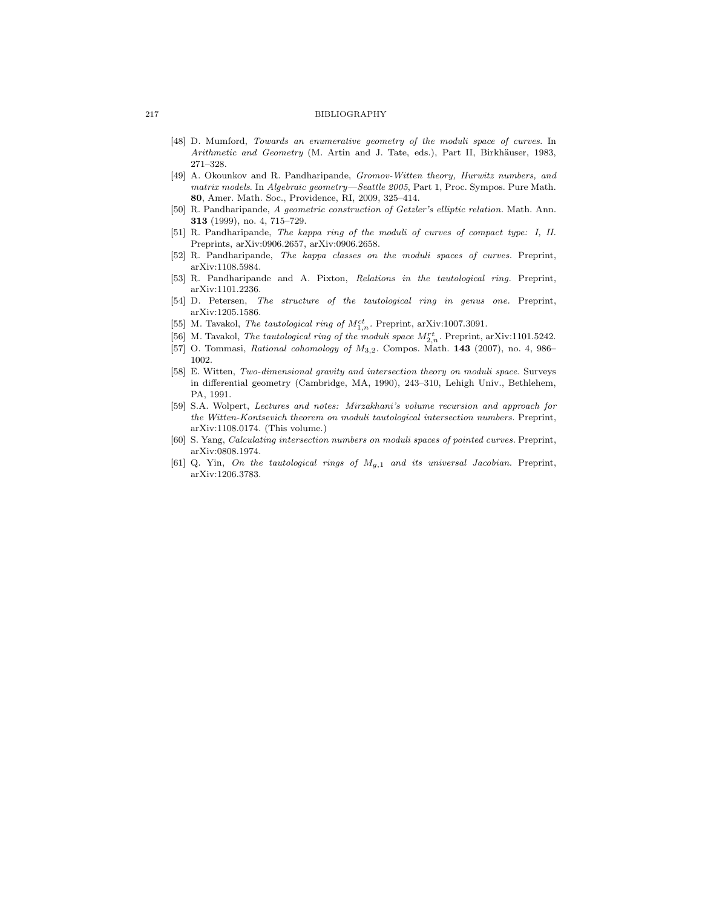- [48] D. Mumford, *Towards an enumerative geometry of the moduli space of curves.* In *Arithmetic and Geometry* (M. Artin and J. Tate, eds.), Part II, Birkhäuser, 1983, 271–328.
- [49] A. Okounkov and R. Pandharipande, *Gromov-Witten theory, Hurwitz numbers, and matrix models*. In *Algebraic geometry—Seattle 2005*, Part 1, Proc. Sympos. Pure Math. **80**, Amer. Math. Soc., Providence, RI, 2009, 325–414.
- [50] R. Pandharipande, *A geometric construction of Getzler's elliptic relation.* Math. Ann. **313** (1999), no. 4, 715–729.
- [51] R. Pandharipande, *The kappa ring of the moduli of curves of compact type: I, II.* Preprints, arXiv:0906.2657, arXiv:0906.2658.
- [52] R. Pandharipande, *The kappa classes on the moduli spaces of curves.* Preprint, arXiv:1108.5984.
- [53] R. Pandharipande and A. Pixton, *Relations in the tautological ring.* Preprint, arXiv:1101.2236.
- [54] D. Petersen, *The structure of the tautological ring in genus one.* Preprint, arXiv:1205.1586.
- [55] M. Tavakol, *The tautological ring of $M_{1,n}^{ct}$.* Preprint, arXiv:1007.3091.
- [56] M. Tavakol, *The tautological ring of the moduli space $M_{2,n}^{rt}$.* Preprint, arXiv:1101.5242.
- [57] O. Tommasi, *Rational cohomology of $M_{3,2}$.* Compos. Math. **143** (2007), no. 4, 986–1002.
- [58] E. Witten, *Two-dimensional gravity and intersection theory on moduli space.* Surveys in differential geometry (Cambridge, MA, 1990), 243–310, Lehigh Univ., Bethlehem, PA, 1991.
- [59] S.A. Wolpert, *Lectures and notes: Mirzakhani's volume recursion and approach for the Witten-Kontsevich theorem on moduli tautological intersection numbers.* Preprint, arXiv:1108.0174. (This volume.)
- [60] S. Yang, *Calculating intersection numbers on moduli spaces of pointed curves.* Preprint, arXiv:0808.1974.
- [61] Q. Yin, *On the tautological rings of $M_{g,1}$ and its universal Jacobian.* Preprint, arXiv:1206.3783.